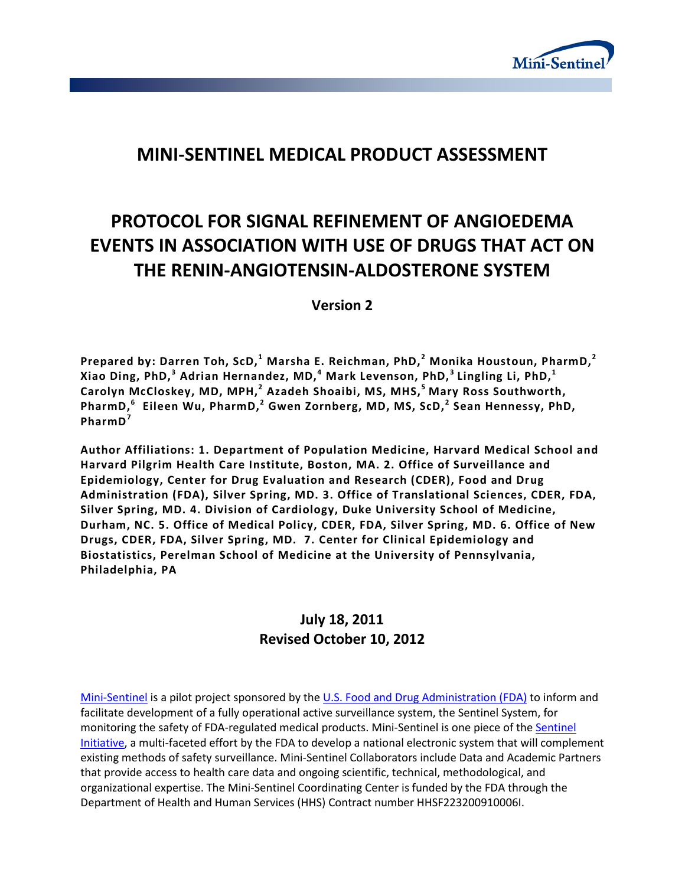# MINI-SENTINEL MEDICAL PRODUCT ASSESSMENT

# PROTOCOL FOR SIGNAL REFINEMENT OF ANGIOEDEMA EVENTS IN ASSOCIATION WITH USE OF DRUGS THAT ACT ON THE RENIN-ANGIOTENSIN-ALDOSTERONE SYSTEM

**Version 2**

**Prepared by: Darren Toh, ScD,[1] Marsha E. Reichman, PhD,[2] Monika Houstoun, PharmD,[2] Xiao Ding, PhD,[3] Adrian Hernandez, MD,[4] Mark Levenson, PhD,[3] Lingling Li, PhD,[1] Carolyn McCloskey, MD, MPH,[2] Azadeh Shoaibi, MS, MHS,[5] Mary Ross Southworth, PharmD,[6] Eileen Wu, PharmD,[2] Gwen Zornberg, MD, MS, ScD,[2] Sean Hennessy, PhD, PharmD[7]**

**Author Affiliations: 1. Department of Population Medicine, Harvard Medical School and Harvard Pilgrim Health Care Institute, Boston, MA. 2. Office of Surveillance and Epidemiology, Center for Drug Evaluation and Research (CDER), Food and Drug Administration (FDA), Silver Spring, MD. 3. Office of Translational Sciences, CDER, FDA, Silver Spring, MD. 4. Division of Cardiology, Duke University School of Medicine, Durham, NC. 5. Office of Medical Policy, CDER, FDA, Silver Spring, MD. 6. Office of New Drugs, CDER, FDA, Silver Spring, MD. 7. Center for Clinical Epidemiology and Biostatistics, Perelman School of Medicine at the University of Pennsylvania, Philadelphia, PA**

**July 18, 2011**
**Revised October 10, 2012**

Mini-Sentinel is a pilot project sponsored by the U.S. Food and Drug Administration (FDA) to inform and facilitate development of a fully operational active surveillance system, the Sentinel System, for monitoring the safety of FDA-regulated medical products. Mini-Sentinel is one piece of the Sentinel Initiative, a multi-faceted effort by the FDA to develop a national electronic system that will complement existing methods of safety surveillance. Mini-Sentinel Collaborators include Data and Academic Partners that provide access to health care data and ongoing scientific, technical, methodological, and organizational expertise. The Mini-Sentinel Coordinating Center is funded by the FDA through the Department of Health and Human Services (HHS) Contract number HHSF223200910006I.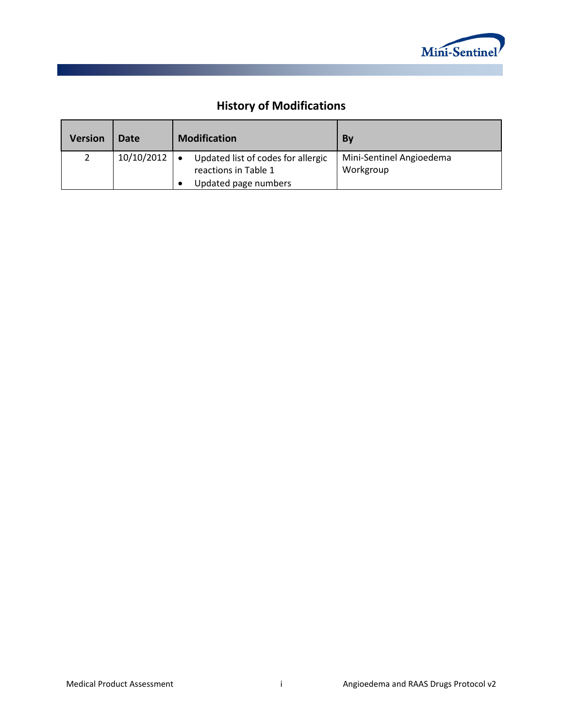## History of Modifications

| Version | Date | Modification | By |
|---|---|---|---|
| 2 | 10/10/2012 | • Updated list of codes for allergic reactions in Table 1<br>• Updated page numbers | Mini-Sentinel Angioedema Workgroup |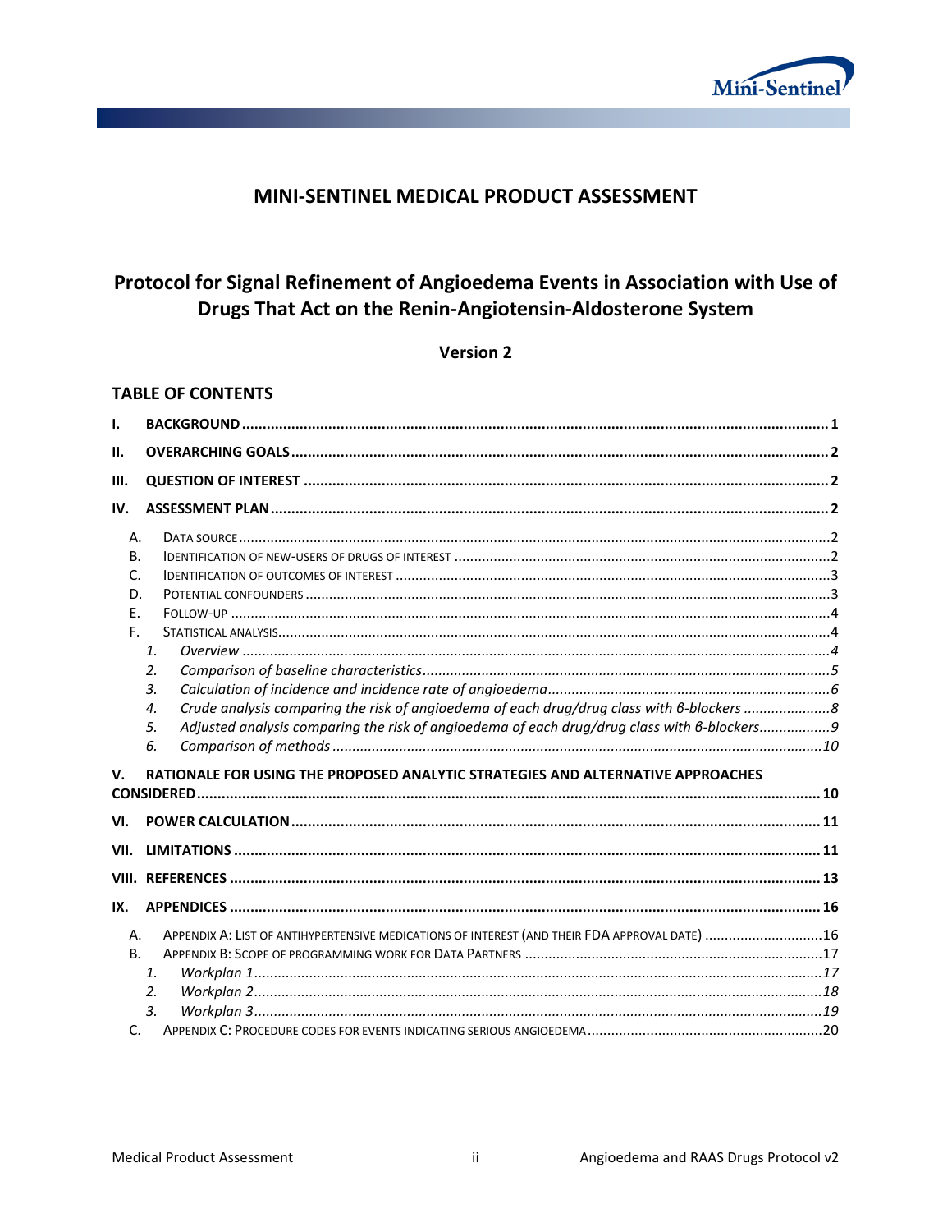# MINI-SENTINEL MEDICAL PRODUCT ASSESSMENT

# Protocol for Signal Refinement of Angioedema Events in Association with Use of Drugs That Act on the Renin-Angiotensin-Aldosterone System

### Version 2

## TABLE OF CONTENTS

- I. BACKGROUND ..... 1
- II. OVERARCHING GOALS ..... 2
- III. QUESTION OF INTEREST ..... 2
- IV. ASSESSMENT PLAN ..... 2
  - A. DATA SOURCE ..... 2
  - B. IDENTIFICATION OF NEW-USERS OF DRUGS OF INTEREST ..... 2
  - C. IDENTIFICATION OF OUTCOMES OF INTEREST ..... 3
  - D. POTENTIAL CONFOUNDERS ..... 3
  - E. FOLLOW-UP ..... 4
  - F. STATISTICAL ANALYSIS ..... 4
    1. *Overview* ..... 4
    2. *Comparison of baseline characteristics* ..... 5
    3. *Calculation of incidence and incidence rate of angioedema* ..... 6
    4. *Crude analysis comparing the risk of angioedema of each drug/drug class with β-blockers* ..... 8
    5. *Adjusted analysis comparing the risk of angioedema of each drug/drug class with β-blockers* ..... 9
    6. *Comparison of methods* ..... 10
- V. RATIONALE FOR USING THE PROPOSED ANALYTIC STRATEGIES AND ALTERNATIVE APPROACHES CONSIDERED ..... 10
- VI. POWER CALCULATION ..... 11
- VII. LIMITATIONS ..... 11
- VIII. REFERENCES ..... 13
- IX. APPENDICES ..... 16
  - A. APPENDIX A: LIST OF ANTIHYPERTENSIVE MEDICATIONS OF INTEREST (AND THEIR FDA APPROVAL DATE) ..... 16
  - B. APPENDIX B: SCOPE OF PROGRAMMING WORK FOR DATA PARTNERS ..... 17
    1. *Workplan 1* ..... 17
    2. *Workplan 2* ..... 18
    3. *Workplan 3* ..... 19
  - C. APPENDIX C: PROCEDURE CODES FOR EVENTS INDICATING SERIOUS ANGIOEDEMA ..... 20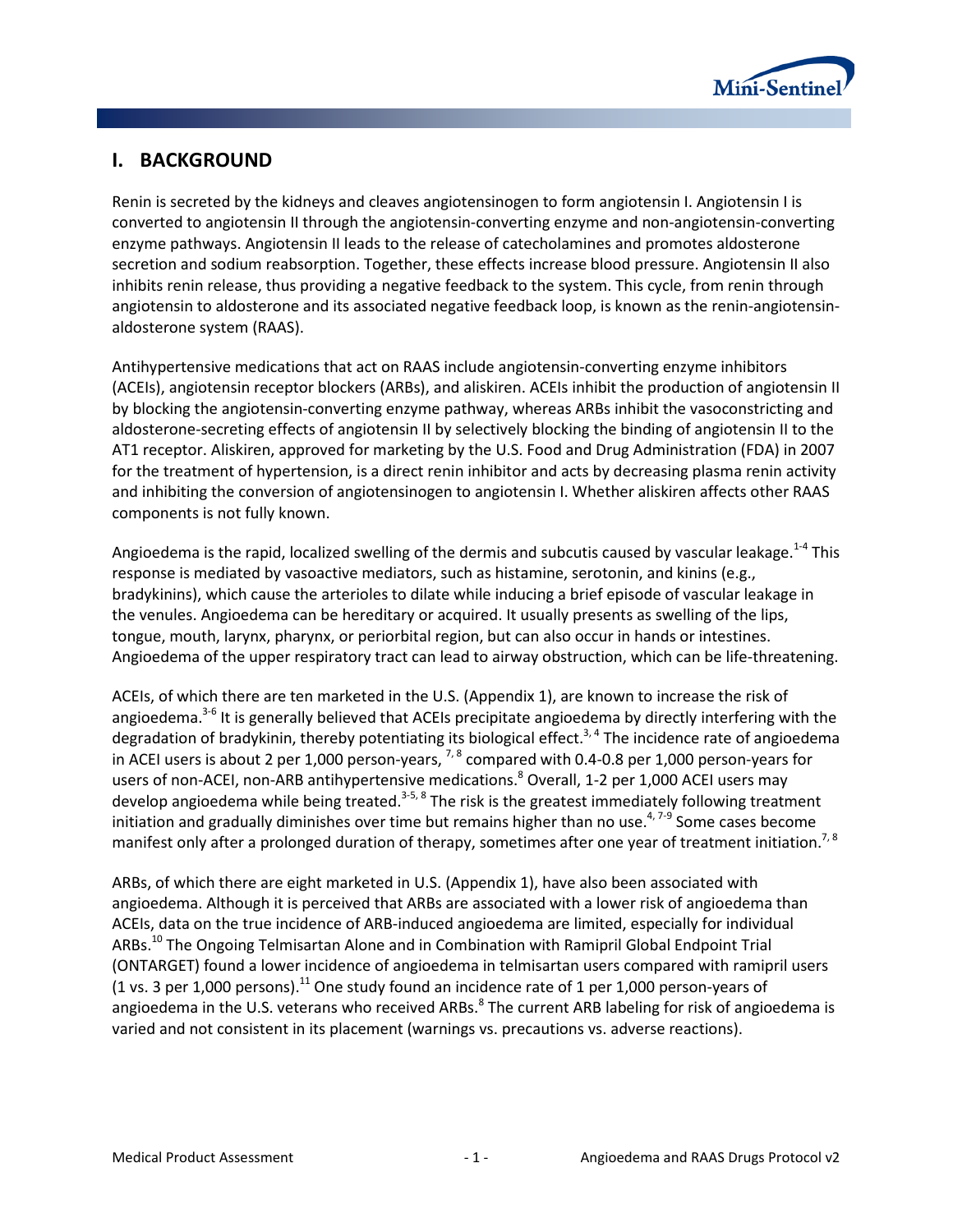# I. BACKGROUND

Renin is secreted by the kidneys and cleaves angiotensinogen to form angiotensin I. Angiotensin I is converted to angiotensin II through the angiotensin-converting enzyme and non-angiotensin-converting enzyme pathways. Angiotensin II leads to the release of catecholamines and promotes aldosterone secretion and sodium reabsorption. Together, these effects increase blood pressure. Angiotensin II also inhibits renin release, thus providing a negative feedback to the system. This cycle, from renin through angiotensin to aldosterone and its associated negative feedback loop, is known as the renin-angiotensin-aldosterone system (RAAS).

Antihypertensive medications that act on RAAS include angiotensin-converting enzyme inhibitors (ACEIs), angiotensin receptor blockers (ARBs), and aliskiren. ACEIs inhibit the production of angiotensin II by blocking the angiotensin-converting enzyme pathway, whereas ARBs inhibit the vasoconstricting and aldosterone-secreting effects of angiotensin II by selectively blocking the binding of angiotensin II to the AT1 receptor. Aliskiren, approved for marketing by the U.S. Food and Drug Administration (FDA) in 2007 for the treatment of hypertension, is a direct renin inhibitor and acts by decreasing plasma renin activity and inhibiting the conversion of angiotensinogen to angiotensin I. Whether aliskiren affects other RAAS components is not fully known.

Angioedema is the rapid, localized swelling of the dermis and subcutis caused by vascular leakage.[1-4] This response is mediated by vasoactive mediators, such as histamine, serotonin, and kinins (e.g., bradykinins), which cause the arterioles to dilate while inducing a brief episode of vascular leakage in the venules. Angioedema can be hereditary or acquired. It usually presents as swelling of the lips, tongue, mouth, larynx, pharynx, or periorbital region, but can also occur in hands or intestines. Angioedema of the upper respiratory tract can lead to airway obstruction, which can be life-threatening.

ACEIs, of which there are ten marketed in the U.S. (Appendix 1), are known to increase the risk of angioedema.[3-6] It is generally believed that ACEIs precipitate angioedema by directly interfering with the degradation of bradykinin, thereby potentiating its biological effect.[3, 4] The incidence rate of angioedema in ACEI users is about 2 per 1,000 person-years, [7, 8] compared with 0.4-0.8 per 1,000 person-years for users of non-ACEI, non-ARB antihypertensive medications.[8] Overall, 1-2 per 1,000 ACEI users may develop angioedema while being treated.[3-5, 8] The risk is the greatest immediately following treatment initiation and gradually diminishes over time but remains higher than no use.[4, 7-9] Some cases become manifest only after a prolonged duration of therapy, sometimes after one year of treatment initiation.[7, 8]

ARBs, of which there are eight marketed in U.S. (Appendix 1), have also been associated with angioedema. Although it is perceived that ARBs are associated with a lower risk of angioedema than ACEIs, data on the true incidence of ARB-induced angioedema are limited, especially for individual ARBs.[10] The Ongoing Telmisartan Alone and in Combination with Ramipril Global Endpoint Trial (ONTARGET) found a lower incidence of angioedema in telmisartan users compared with ramipril users (1 vs. 3 per 1,000 persons).[11] One study found an incidence rate of 1 per 1,000 person-years of angioedema in the U.S. veterans who received ARBs.[8] The current ARB labeling for risk of angioedema is varied and not consistent in its placement (warnings vs. precautions vs. adverse reactions).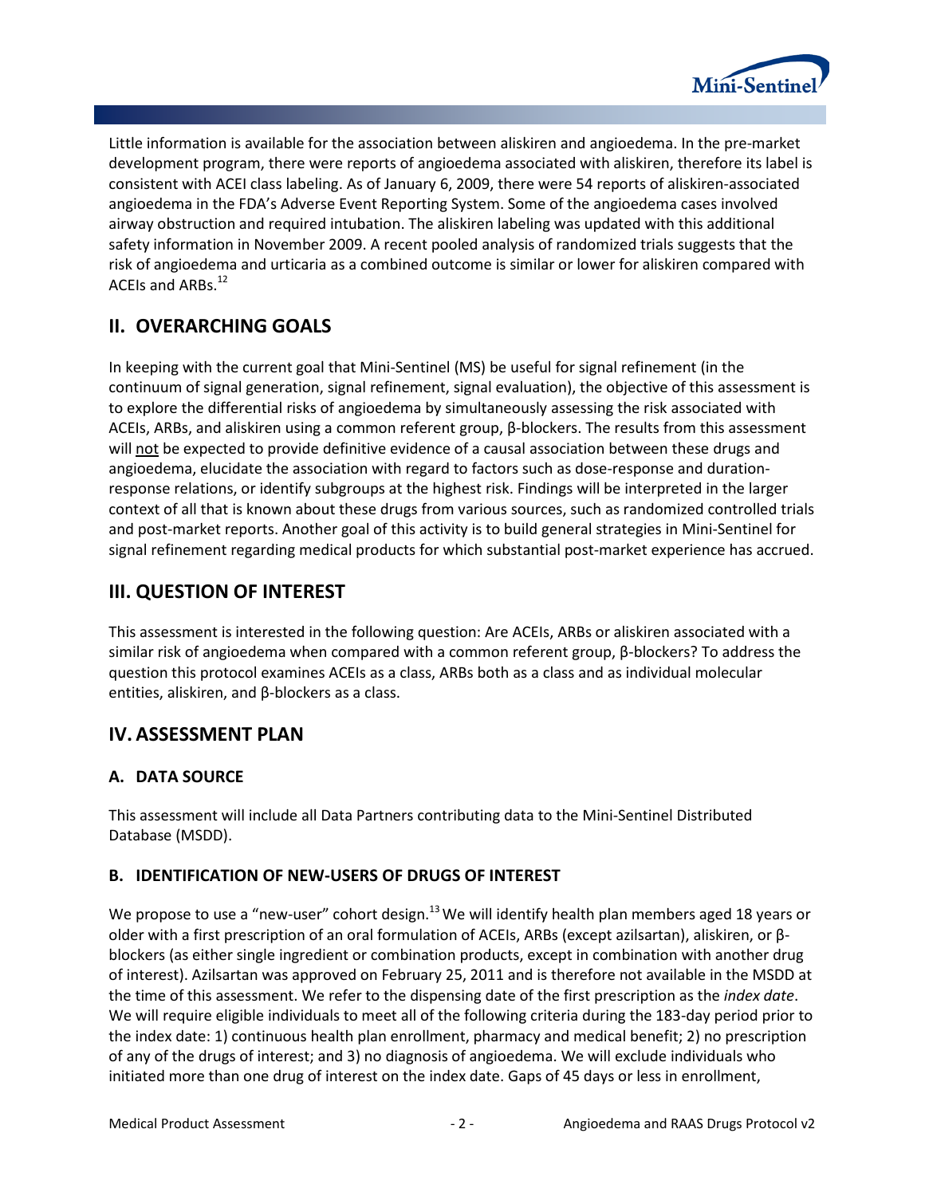Little information is available for the association between aliskiren and angioedema. In the pre-market development program, there were reports of angioedema associated with aliskiren, therefore its label is consistent with ACEI class labeling. As of January 6, 2009, there were 54 reports of aliskiren-associated angioedema in the FDA's Adverse Event Reporting System. Some of the angioedema cases involved airway obstruction and required intubation. The aliskiren labeling was updated with this additional safety information in November 2009. A recent pooled analysis of randomized trials suggests that the risk of angioedema and urticaria as a combined outcome is similar or lower for aliskiren compared with ACEIs and ARBs.[12]

## II. OVERARCHING GOALS

In keeping with the current goal that Mini-Sentinel (MS) be useful for signal refinement (in the continuum of signal generation, signal refinement, signal evaluation), the objective of this assessment is to explore the differential risks of angioedema by simultaneously assessing the risk associated with ACEIs, ARBs, and aliskiren using a common referent group, β-blockers. The results from this assessment will not be expected to provide definitive evidence of a causal association between these drugs and angioedema, elucidate the association with regard to factors such as dose-response and duration-response relations, or identify subgroups at the highest risk. Findings will be interpreted in the larger context of all that is known about these drugs from various sources, such as randomized controlled trials and post-market reports. Another goal of this activity is to build general strategies in Mini-Sentinel for signal refinement regarding medical products for which substantial post-market experience has accrued.

## III. QUESTION OF INTEREST

This assessment is interested in the following question: Are ACEIs, ARBs or aliskiren associated with a similar risk of angioedema when compared with a common referent group, β-blockers? To address the question this protocol examines ACEIs as a class, ARBs both as a class and as individual molecular entities, aliskiren, and β-blockers as a class.

## IV. ASSESSMENT PLAN

### A. DATA SOURCE

This assessment will include all Data Partners contributing data to the Mini-Sentinel Distributed Database (MSDD).

### B. IDENTIFICATION OF NEW-USERS OF DRUGS OF INTEREST

We propose to use a "new-user" cohort design.[13] We will identify health plan members aged 18 years or older with a first prescription of an oral formulation of ACEIs, ARBs (except azilsartan), aliskiren, or β-blockers (as either single ingredient or combination products, except in combination with another drug of interest). Azilsartan was approved on February 25, 2011 and is therefore not available in the MSDD at the time of this assessment. We refer to the dispensing date of the first prescription as the *index date*. We will require eligible individuals to meet all of the following criteria during the 183-day period prior to the index date: 1) continuous health plan enrollment, pharmacy and medical benefit; 2) no prescription of any of the drugs of interest; and 3) no diagnosis of angioedema. We will exclude individuals who initiated more than one drug of interest on the index date. Gaps of 45 days or less in enrollment,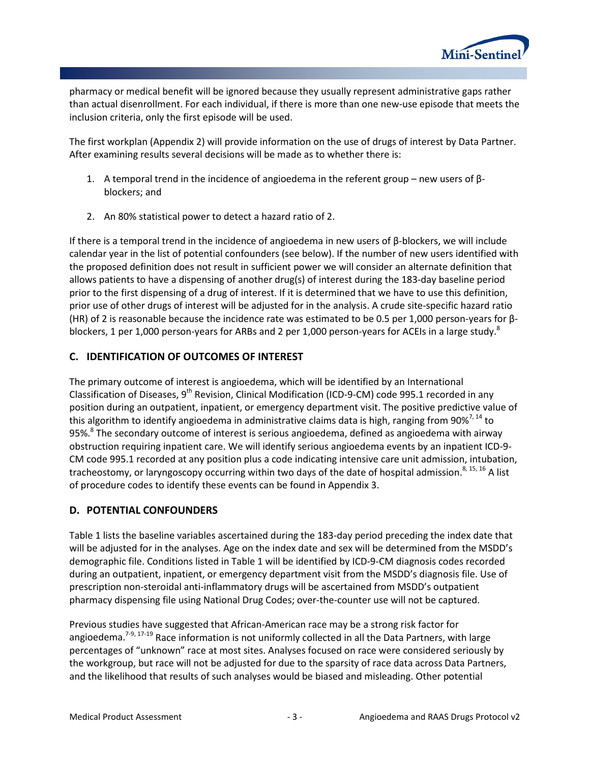pharmacy or medical benefit will be ignored because they usually represent administrative gaps rather than actual disenrollment. For each individual, if there is more than one new-use episode that meets the inclusion criteria, only the first episode will be used.

The first workplan (Appendix 2) will provide information on the use of drugs of interest by Data Partner. After examining results several decisions will be made as to whether there is:

1. A temporal trend in the incidence of angioedema in the referent group – new users of β-blockers; and

2. An 80% statistical power to detect a hazard ratio of 2.

If there is a temporal trend in the incidence of angioedema in new users of β-blockers, we will include calendar year in the list of potential confounders (see below). If the number of new users identified with the proposed definition does not result in sufficient power we will consider an alternate definition that allows patients to have a dispensing of another drug(s) of interest during the 183-day baseline period prior to the first dispensing of a drug of interest. If it is determined that we have to use this definition, prior use of other drugs of interest will be adjusted for in the analysis. A crude site-specific hazard ratio (HR) of 2 is reasonable because the incidence rate was estimated to be 0.5 per 1,000 person-years for β-blockers, 1 per 1,000 person-years for ARBs and 2 per 1,000 person-years for ACEIs in a large study.[8]

## C. IDENTIFICATION OF OUTCOMES OF INTEREST

The primary outcome of interest is angioedema, which will be identified by an International Classification of Diseases, 9th Revision, Clinical Modification (ICD-9-CM) code 995.1 recorded in any position during an outpatient, inpatient, or emergency department visit. The positive predictive value of this algorithm to identify angioedema in administrative claims data is high, ranging from 90%[7, 14] to 95%.[8] The secondary outcome of interest is serious angioedema, defined as angioedema with airway obstruction requiring inpatient care. We will identify serious angioedema events by an inpatient ICD-9-CM code 995.1 recorded at any position plus a code indicating intensive care unit admission, intubation, tracheostomy, or laryngoscopy occurring within two days of the date of hospital admission.[8, 15, 16] A list of procedure codes to identify these events can be found in Appendix 3.

## D. POTENTIAL CONFOUNDERS

Table 1 lists the baseline variables ascertained during the 183-day period preceding the index date that will be adjusted for in the analyses. Age on the index date and sex will be determined from the MSDD's demographic file. Conditions listed in Table 1 will be identified by ICD-9-CM diagnosis codes recorded during an outpatient, inpatient, or emergency department visit from the MSDD's diagnosis file. Use of prescription non-steroidal anti-inflammatory drugs will be ascertained from MSDD's outpatient pharmacy dispensing file using National Drug Codes; over-the-counter use will not be captured.

Previous studies have suggested that African-American race may be a strong risk factor for angioedema.[7-9, 17-19] Race information is not uniformly collected in all the Data Partners, with large percentages of "unknown" race at most sites. Analyses focused on race were considered seriously by the workgroup, but race will not be adjusted for due to the sparsity of race data across Data Partners, and the likelihood that results of such analyses would be biased and misleading. Other potential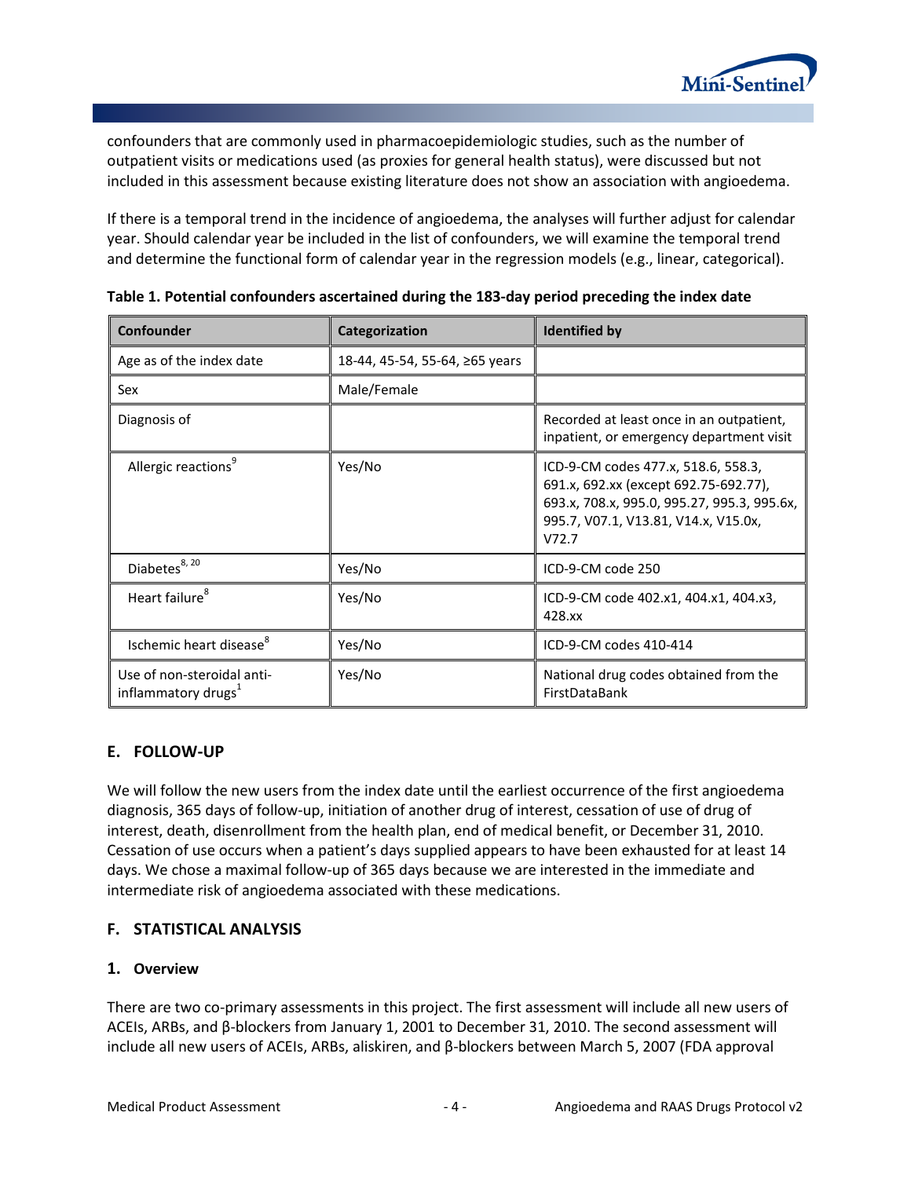confounders that are commonly used in pharmacoepidemiologic studies, such as the number of outpatient visits or medications used (as proxies for general health status), were discussed but not included in this assessment because existing literature does not show an association with angioedema.

If there is a temporal trend in the incidence of angioedema, the analyses will further adjust for calendar year. Should calendar year be included in the list of confounders, we will examine the temporal trend and determine the functional form of calendar year in the regression models (e.g., linear, categorical).

**Table 1. Potential confounders ascertained during the 183-day period preceding the index date**

| Confounder | Categorization | Identified by |
|---|---|---|
| Age as of the index date | 18-44, 45-54, 55-64, ≥65 years | |
| Sex | Male/Female | |
| Diagnosis of | | Recorded at least once in an outpatient, inpatient, or emergency department visit |
| Allergic reactions[9] | Yes/No | ICD-9-CM codes 477.x, 518.6, 558.3, 691.x, 692.xx (except 692.75-692.77), 693.x, 708.x, 995.0, 995.27, 995.3, 995.6x, 995.7, V07.1, V13.81, V14.x, V15.0x, V72.7 |
| Diabetes[8, 20] | Yes/No | ICD-9-CM code 250 |
| Heart failure[8] | Yes/No | ICD-9-CM code 402.x1, 404.x1, 404.x3, 428.xx |
| Ischemic heart disease[8] | Yes/No | ICD-9-CM codes 410-414 |
| Use of non-steroidal anti-inflammatory drugs[1] | Yes/No | National drug codes obtained from the FirstDataBank |

## E. FOLLOW-UP

We will follow the new users from the index date until the earliest occurrence of the first angioedema diagnosis, 365 days of follow-up, initiation of another drug of interest, cessation of use of drug of interest, death, disenrollment from the health plan, end of medical benefit, or December 31, 2010. Cessation of use occurs when a patient's days supplied appears to have been exhausted for at least 14 days. We chose a maximal follow-up of 365 days because we are interested in the immediate and intermediate risk of angioedema associated with these medications.

## F. STATISTICAL ANALYSIS

### 1. Overview

There are two co-primary assessments in this project. The first assessment will include all new users of ACEIs, ARBs, and β-blockers from January 1, 2001 to December 31, 2010. The second assessment will include all new users of ACEIs, ARBs, aliskiren, and β-blockers between March 5, 2007 (FDA approval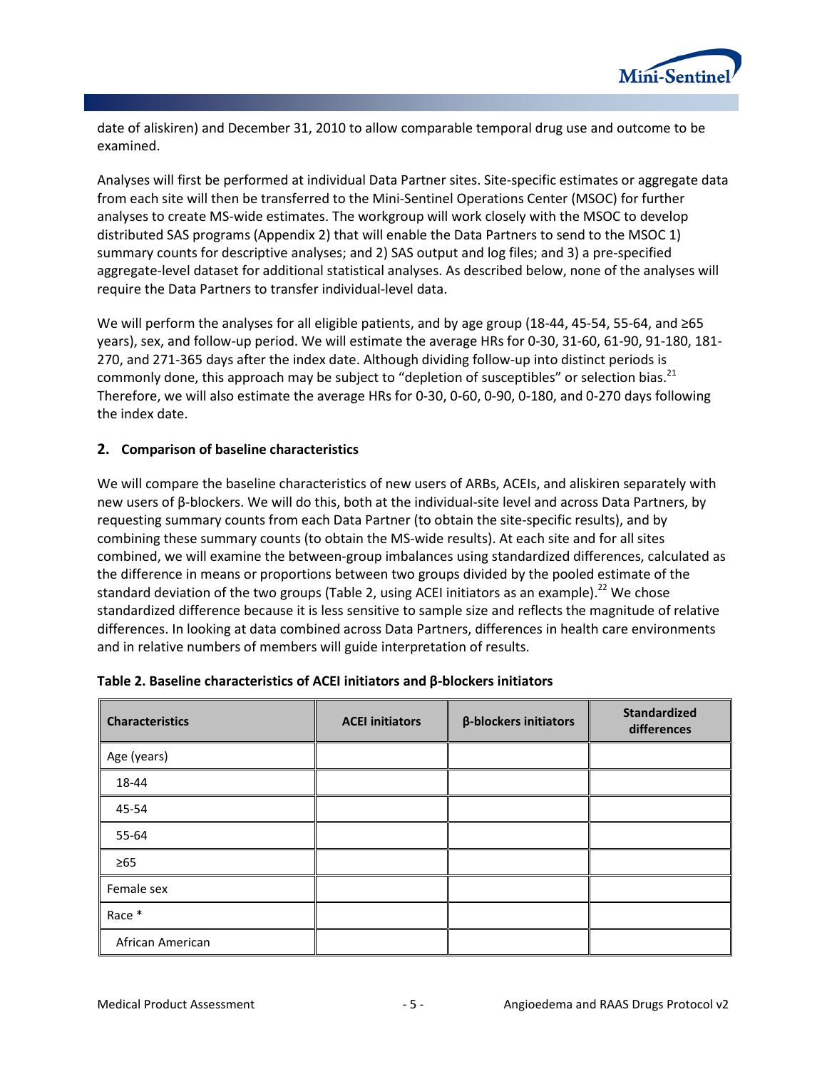date of aliskiren) and December 31, 2010 to allow comparable temporal drug use and outcome to be examined.

Analyses will first be performed at individual Data Partner sites. Site-specific estimates or aggregate data from each site will then be transferred to the Mini-Sentinel Operations Center (MSOC) for further analyses to create MS-wide estimates. The workgroup will work closely with the MSOC to develop distributed SAS programs (Appendix 2) that will enable the Data Partners to send to the MSOC 1) summary counts for descriptive analyses; and 2) SAS output and log files; and 3) a pre-specified aggregate-level dataset for additional statistical analyses. As described below, none of the analyses will require the Data Partners to transfer individual-level data.

We will perform the analyses for all eligible patients, and by age group (18-44, 45-54, 55-64, and ≥65 years), sex, and follow-up period. We will estimate the average HRs for 0-30, 31-60, 61-90, 91-180, 181-270, and 271-365 days after the index date. Although dividing follow-up into distinct periods is commonly done, this approach may be subject to "depletion of susceptibles" or selection bias.[21] Therefore, we will also estimate the average HRs for 0-30, 0-60, 0-90, 0-180, and 0-270 days following the index date.

## 2. Comparison of baseline characteristics

We will compare the baseline characteristics of new users of ARBs, ACEIs, and aliskiren separately with new users of β-blockers. We will do this, both at the individual-site level and across Data Partners, by requesting summary counts from each Data Partner (to obtain the site-specific results), and by combining these summary counts (to obtain the MS-wide results). At each site and for all sites combined, we will examine the between-group imbalances using standardized differences, calculated as the difference in means or proportions between two groups divided by the pooled estimate of the standard deviation of the two groups (Table 2, using ACEI initiators as an example).[22] We chose standardized difference because it is less sensitive to sample size and reflects the magnitude of relative differences. In looking at data combined across Data Partners, differences in health care environments and in relative numbers of members will guide interpretation of results.

**Table 2. Baseline characteristics of ACEI initiators and β-blockers initiators**

| Characteristics | ACEI initiators | β-blockers initiators | Standardized differences |
|---|---|---|---|
| Age (years) | | | |
| 18-44 | | | |
| 45-54 | | | |
| 55-64 | | | |
| ≥65 | | | |
| Female sex | | | |
| Race * | | | |
| African American | | | |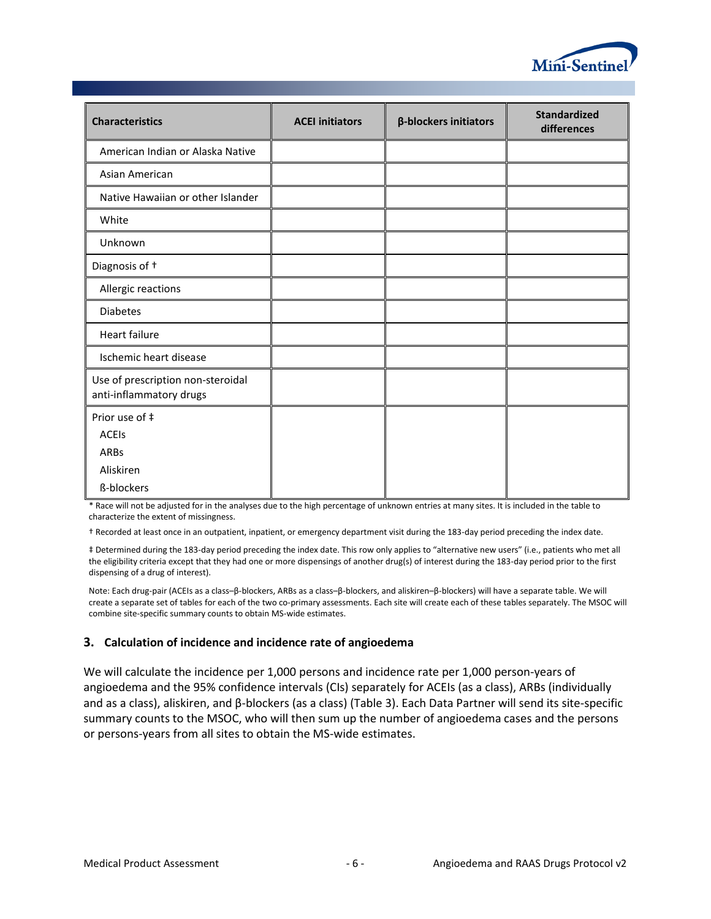| Characteristics | ACEI initiators | β-blockers initiators | Standardized differences |
| --- | --- | --- | --- |
| American Indian or Alaska Native | | | |
| Asian American | | | |
| Native Hawaiian or other Islander | | | |
| White | | | |
| Unknown | | | |
| Diagnosis of † | | | |
| Allergic reactions | | | |
| Diabetes | | | |
| Heart failure | | | |
| Ischemic heart disease | | | |
| Use of prescription non-steroidal anti-inflammatory drugs | | | |
| Prior use of ‡<br>ACEIs<br>ARBs<br>Aliskiren<br>ß-blockers | | | |

* Race will not be adjusted for in the analyses due to the high percentage of unknown entries at many sites. It is included in the table to characterize the extent of missingness.

† Recorded at least once in an outpatient, inpatient, or emergency department visit during the 183-day period preceding the index date.

‡ Determined during the 183-day period preceding the index date. This row only applies to "alternative new users" (i.e., patients who met all the eligibility criteria except that they had one or more dispensings of another drug(s) of interest during the 183-day period prior to the first dispensing of a drug of interest).

Note: Each drug-pair (ACEIs as a class–β-blockers, ARBs as a class–β-blockers, and aliskiren–β-blockers) will have a separate table. We will create a separate set of tables for each of the two co-primary assessments. Each site will create each of these tables separately. The MSOC will combine site-specific summary counts to obtain MS-wide estimates.

### 3. Calculation of incidence and incidence rate of angioedema

We will calculate the incidence per 1,000 persons and incidence rate per 1,000 person-years of angioedema and the 95% confidence intervals (CIs) separately for ACEIs (as a class), ARBs (individually and as a class), aliskiren, and β-blockers (as a class) (Table 3). Each Data Partner will send its site-specific summary counts to the MSOC, who will then sum up the number of angioedema cases and the persons or persons-years from all sites to obtain the MS-wide estimates.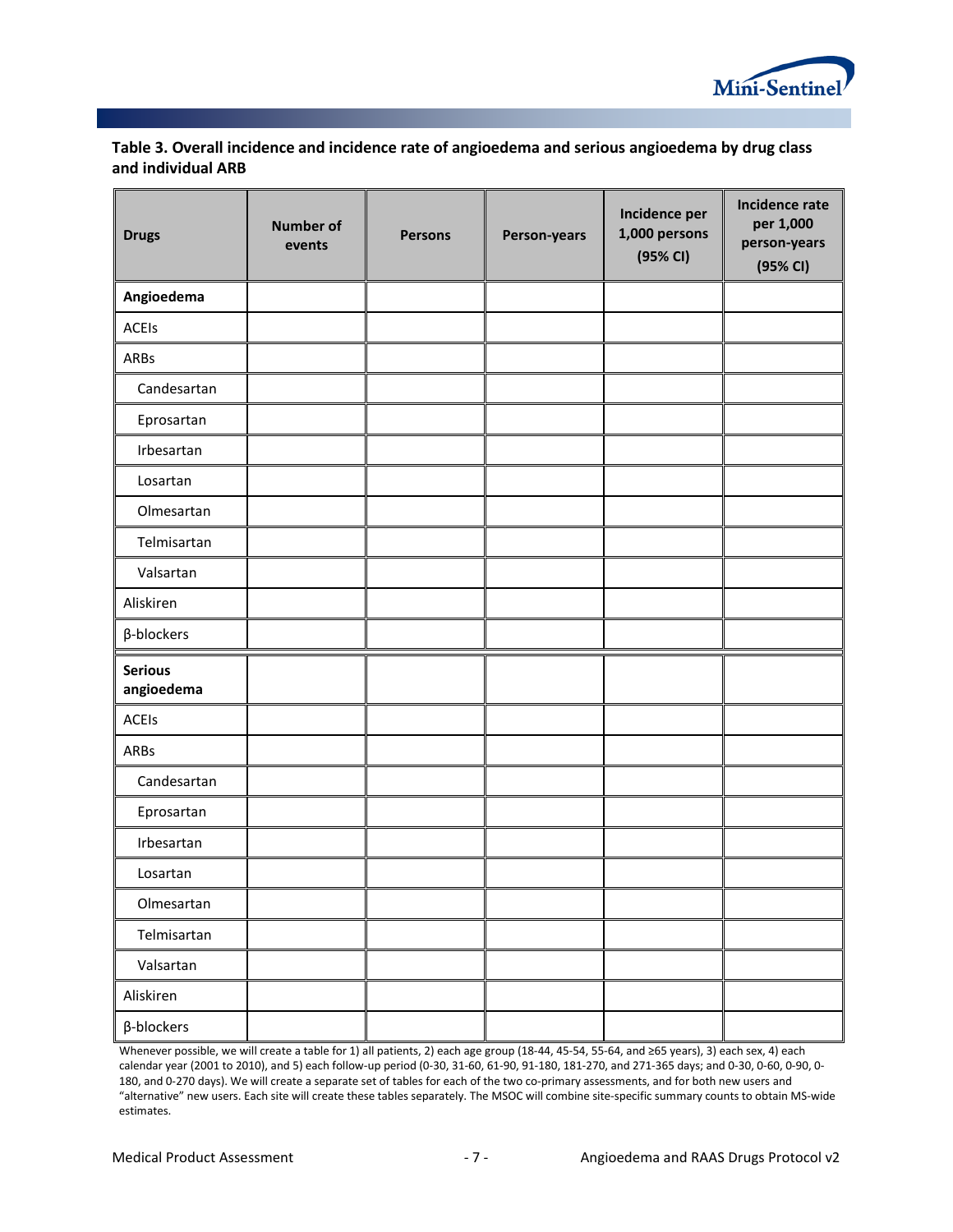**Table 3. Overall incidence and incidence rate of angioedema and serious angioedema by drug class and individual ARB**

| Drugs | Number of events | Persons | Person-years | Incidence per 1,000 persons (95% CI) | Incidence rate per 1,000 person-years (95% CI) |
|---|---|---|---|---|---|
| **Angioedema** | | | | | |
| ACEIs | | | | | |
| ARBs | | | | | |
| Candesartan | | | | | |
| Eprosartan | | | | | |
| Irbesartan | | | | | |
| Losartan | | | | | |
| Olmesartan | | | | | |
| Telmisartan | | | | | |
| Valsartan | | | | | |
| Aliskiren | | | | | |
| β-blockers | | | | | |
| **Serious angioedema** | | | | | |
| ACEIs | | | | | |
| ARBs | | | | | |
| Candesartan | | | | | |
| Eprosartan | | | | | |
| Irbesartan | | | | | |
| Losartan | | | | | |
| Olmesartan | | | | | |
| Telmisartan | | | | | |
| Valsartan | | | | | |
| Aliskiren | | | | | |
| β-blockers | | | | | |

Whenever possible, we will create a table for 1) all patients, 2) each age group (18-44, 45-54, 55-64, and ≥65 years), 3) each sex, 4) each calendar year (2001 to 2010), and 5) each follow-up period (0-30, 31-60, 61-90, 91-180, 181-270, and 271-365 days; and 0-30, 0-60, 0-90, 0-180, and 0-270 days). We will create a separate set of tables for each of the two co-primary assessments, and for both new users and "alternative" new users. Each site will create these tables separately. The MSOC will combine site-specific summary counts to obtain MS-wide estimates.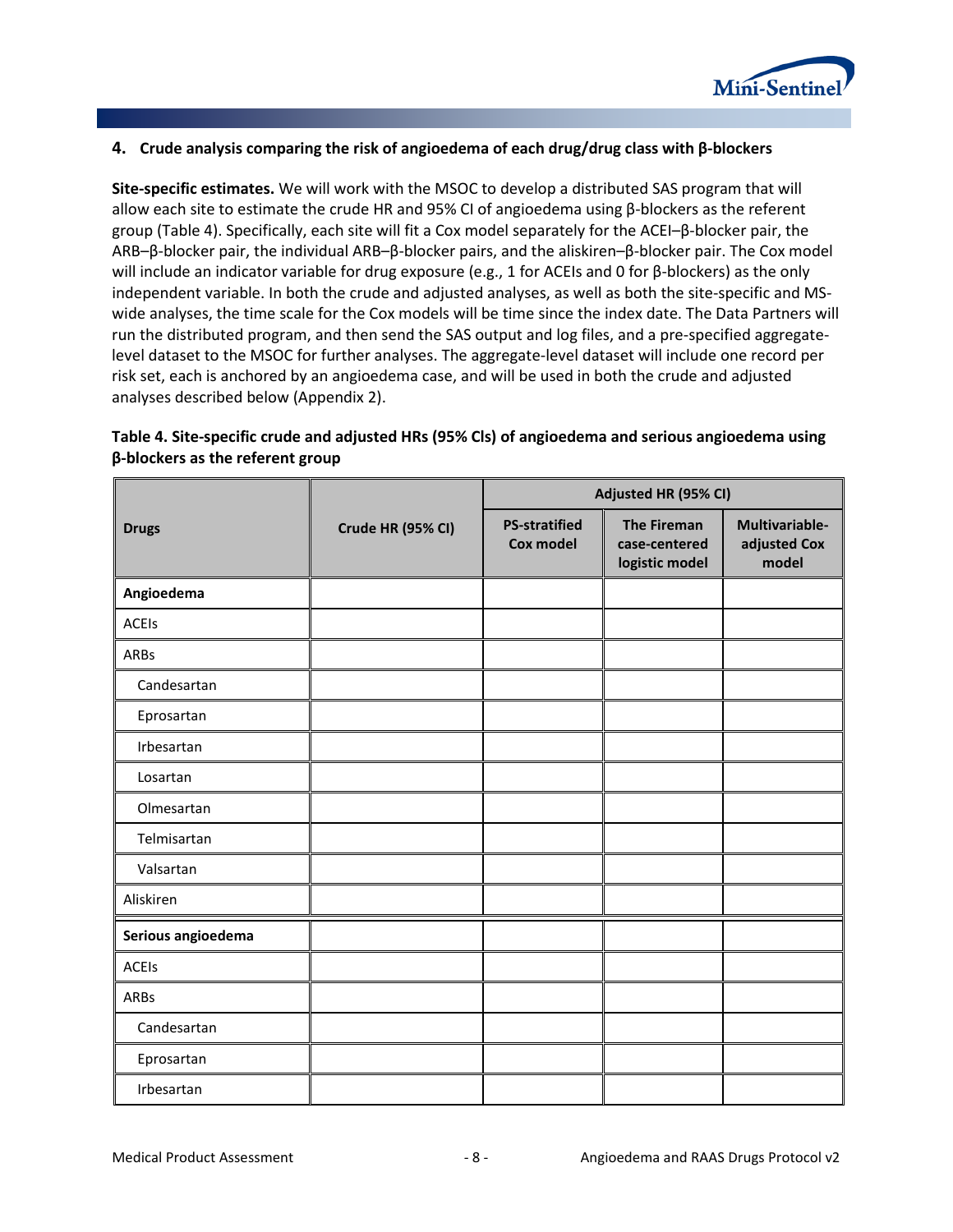## 4. Crude analysis comparing the risk of angioedema of each drug/drug class with β-blockers

**Site-specific estimates.** We will work with the MSOC to develop a distributed SAS program that will allow each site to estimate the crude HR and 95% CI of angioedema using β-blockers as the referent group (Table 4). Specifically, each site will fit a Cox model separately for the ACEI–β-blocker pair, the ARB–β-blocker pair, the individual ARB–β-blocker pairs, and the aliskiren–β-blocker pair. The Cox model will include an indicator variable for drug exposure (e.g., 1 for ACEIs and 0 for β-blockers) as the only independent variable. In both the crude and adjusted analyses, as well as both the site-specific and MS-wide analyses, the time scale for the Cox models will be time since the index date. The Data Partners will run the distributed program, and then send the SAS output and log files, and a pre-specified aggregate-level dataset to the MSOC for further analyses. The aggregate-level dataset will include one record per risk set, each is anchored by an angioedema case, and will be used in both the crude and adjusted analyses described below (Appendix 2).

**Table 4. Site-specific crude and adjusted HRs (95% CIs) of angioedema and serious angioedema using β-blockers as the referent group**

| Drugs | Crude HR (95% CI) | Adjusted HR (95% CI) | | |
|---|---|---|---|---|
| | | PS-stratified Cox model | The Fireman case-centered logistic model | Multivariable-adjusted Cox model |
| **Angioedema** | | | | |
| ACEIs | | | | |
| ARBs | | | | |
| Candesartan | | | | |
| Eprosartan | | | | |
| Irbesartan | | | | |
| Losartan | | | | |
| Olmesartan | | | | |
| Telmisartan | | | | |
| Valsartan | | | | |
| Aliskiren | | | | |
| **Serious angioedema** | | | | |
| ACEIs | | | | |
| ARBs | | | | |
| Candesartan | | | | |
| Eprosartan | | | | |
| Irbesartan | | | | |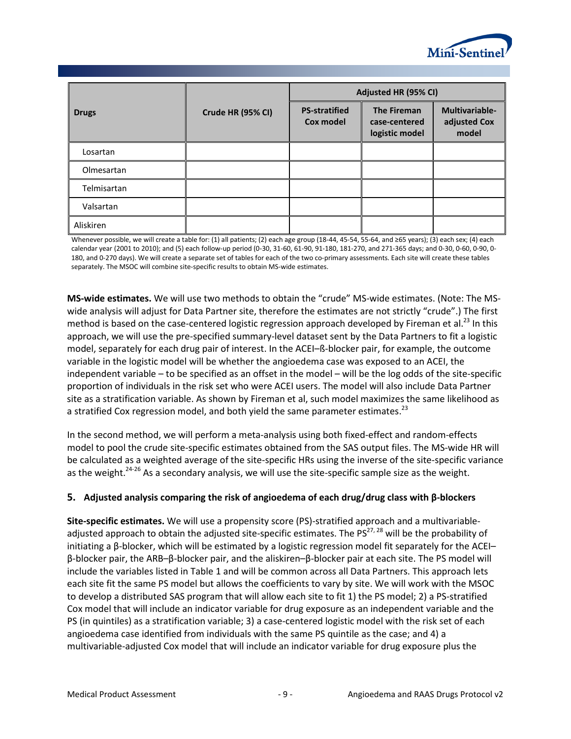| Drugs | Crude HR (95% CI) | Adjusted HR (95% CI) | | |
|---|---|---|---|---|
| | | PS-stratified Cox model | The Fireman case-centered logistic model | Multivariable-adjusted Cox model |
| Losartan | | | | |
| Olmesartan | | | | |
| Telmisartan | | | | |
| Valsartan | | | | |
| Aliskiren | | | | |

Whenever possible, we will create a table for: (1) all patients; (2) each age group (18-44, 45-54, 55-64, and ≥65 years); (3) each sex; (4) each calendar year (2001 to 2010); and (5) each follow-up period (0-30, 31-60, 61-90, 91-180, 181-270, and 271-365 days; and 0-30, 0-60, 0-90, 0-180, and 0-270 days). We will create a separate set of tables for each of the two co-primary assessments. Each site will create these tables separately. The MSOC will combine site-specific results to obtain MS-wide estimates.

**MS-wide estimates.** We will use two methods to obtain the "crude" MS-wide estimates. (Note: The MS-wide analysis will adjust for Data Partner site, therefore the estimates are not strictly "crude".) The first method is based on the case-centered logistic regression approach developed by Fireman et al.[23] In this approach, we will use the pre-specified summary-level dataset sent by the Data Partners to fit a logistic model, separately for each drug pair of interest. In the ACEI–ß-blocker pair, for example, the outcome variable in the logistic model will be whether the angioedema case was exposed to an ACEI, the independent variable – to be specified as an offset in the model – will be the log odds of the site-specific proportion of individuals in the risk set who were ACEI users. The model will also include Data Partner site as a stratification variable. As shown by Fireman et al, such model maximizes the same likelihood as a stratified Cox regression model, and both yield the same parameter estimates.[23]

In the second method, we will perform a meta-analysis using both fixed-effect and random-effects model to pool the crude site-specific estimates obtained from the SAS output files. The MS-wide HR will be calculated as a weighted average of the site-specific HRs using the inverse of the site-specific variance as the weight.[24-26] As a secondary analysis, we will use the site-specific sample size as the weight.

### 5. Adjusted analysis comparing the risk of angioedema of each drug/drug class with β-blockers

**Site-specific estimates.** We will use a propensity score (PS)-stratified approach and a multivariable-adjusted approach to obtain the adjusted site-specific estimates. The PS[27, 28] will be the probability of initiating a β-blocker, which will be estimated by a logistic regression model fit separately for the ACEI–β-blocker pair, the ARB–β-blocker pair, and the aliskiren–β-blocker pair at each site. The PS model will include the variables listed in Table 1 and will be common across all Data Partners. This approach lets each site fit the same PS model but allows the coefficients to vary by site. We will work with the MSOC to develop a distributed SAS program that will allow each site to fit 1) the PS model; 2) a PS-stratified Cox model that will include an indicator variable for drug exposure as an independent variable and the PS (in quintiles) as a stratification variable; 3) a case-centered logistic model with the risk set of each angioedema case identified from individuals with the same PS quintile as the case; and 4) a multivariable-adjusted Cox model that will include an indicator variable for drug exposure plus the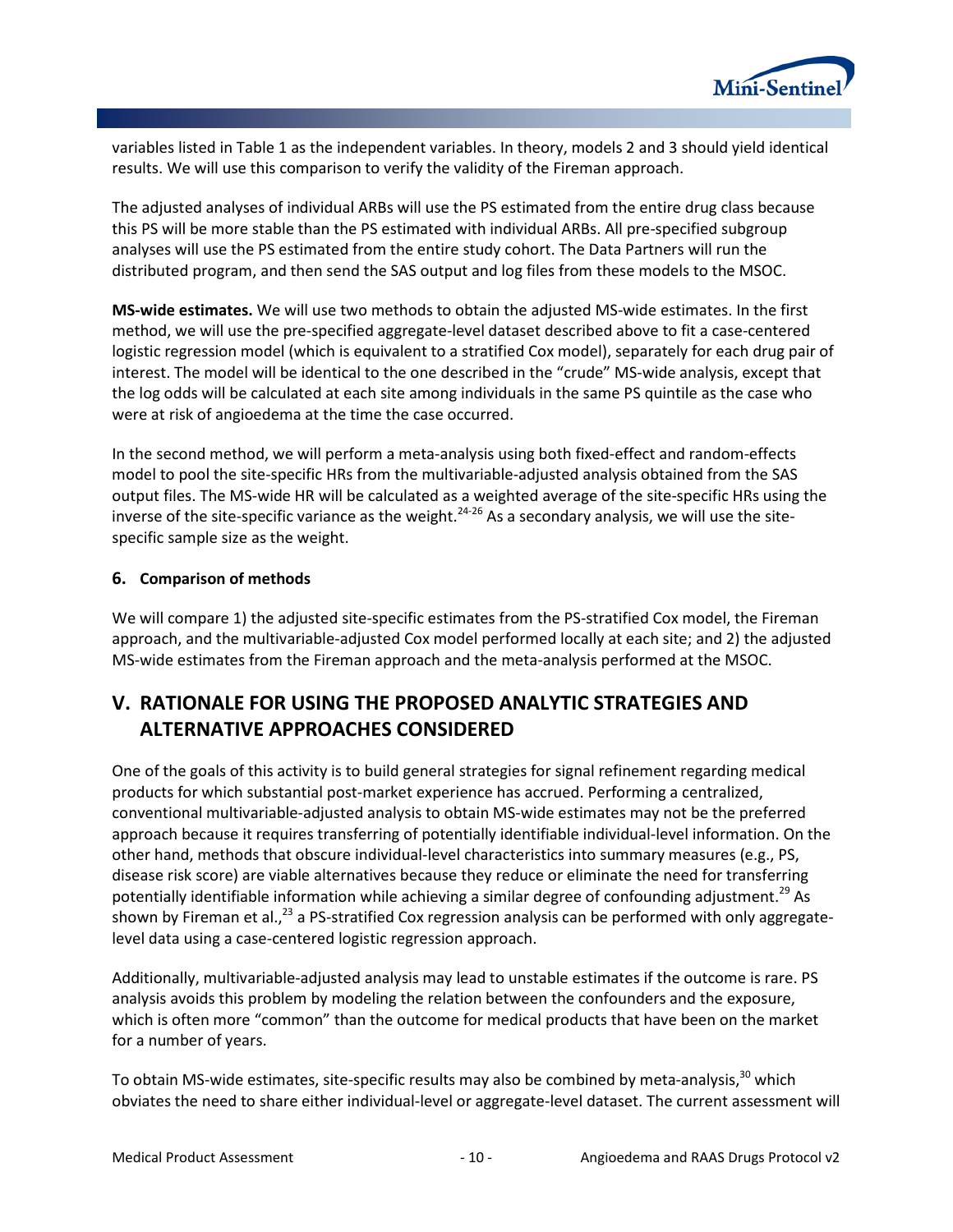variables listed in Table 1 as the independent variables. In theory, models 2 and 3 should yield identical results. We will use this comparison to verify the validity of the Fireman approach.

The adjusted analyses of individual ARBs will use the PS estimated from the entire drug class because this PS will be more stable than the PS estimated with individual ARBs. All pre-specified subgroup analyses will use the PS estimated from the entire study cohort. The Data Partners will run the distributed program, and then send the SAS output and log files from these models to the MSOC.

**MS-wide estimates.** We will use two methods to obtain the adjusted MS-wide estimates. In the first method, we will use the pre-specified aggregate-level dataset described above to fit a case-centered logistic regression model (which is equivalent to a stratified Cox model), separately for each drug pair of interest. The model will be identical to the one described in the "crude" MS-wide analysis, except that the log odds will be calculated at each site among individuals in the same PS quintile as the case who were at risk of angioedema at the time the case occurred.

In the second method, we will perform a meta-analysis using both fixed-effect and random-effects model to pool the site-specific HRs from the multivariable-adjusted analysis obtained from the SAS output files. The MS-wide HR will be calculated as a weighted average of the site-specific HRs using the inverse of the site-specific variance as the weight.[24-26] As a secondary analysis, we will use the site-specific sample size as the weight.

### 6. Comparison of methods

We will compare 1) the adjusted site-specific estimates from the PS-stratified Cox model, the Fireman approach, and the multivariable-adjusted Cox model performed locally at each site; and 2) the adjusted MS-wide estimates from the Fireman approach and the meta-analysis performed at the MSOC.

## V. RATIONALE FOR USING THE PROPOSED ANALYTIC STRATEGIES AND ALTERNATIVE APPROACHES CONSIDERED

One of the goals of this activity is to build general strategies for signal refinement regarding medical products for which substantial post-market experience has accrued. Performing a centralized, conventional multivariable-adjusted analysis to obtain MS-wide estimates may not be the preferred approach because it requires transferring of potentially identifiable individual-level information. On the other hand, methods that obscure individual-level characteristics into summary measures (e.g., PS, disease risk score) are viable alternatives because they reduce or eliminate the need for transferring potentially identifiable information while achieving a similar degree of confounding adjustment.[29] As shown by Fireman et al.,[23] a PS-stratified Cox regression analysis can be performed with only aggregate-level data using a case-centered logistic regression approach.

Additionally, multivariable-adjusted analysis may lead to unstable estimates if the outcome is rare. PS analysis avoids this problem by modeling the relation between the confounders and the exposure, which is often more "common" than the outcome for medical products that have been on the market for a number of years.

To obtain MS-wide estimates, site-specific results may also be combined by meta-analysis,[30] which obviates the need to share either individual-level or aggregate-level dataset. The current assessment will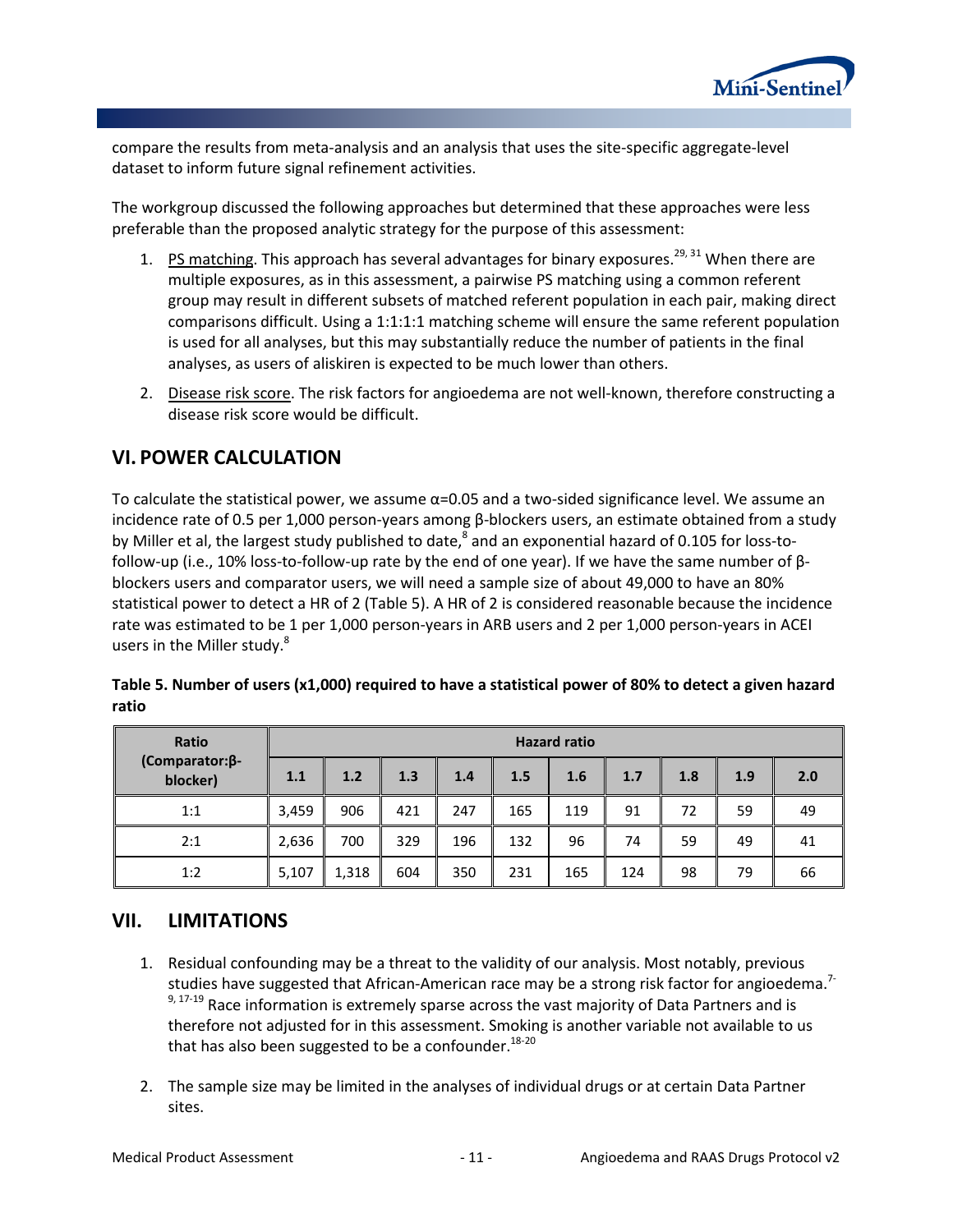compare the results from meta-analysis and an analysis that uses the site-specific aggregate-level dataset to inform future signal refinement activities.

The workgroup discussed the following approaches but determined that these approaches were less preferable than the proposed analytic strategy for the purpose of this assessment:

1. PS matching. This approach has several advantages for binary exposures.[29, 31] When there are multiple exposures, as in this assessment, a pairwise PS matching using a common referent group may result in different subsets of matched referent population in each pair, making direct comparisons difficult. Using a 1:1:1:1 matching scheme will ensure the same referent population is used for all analyses, but this may substantially reduce the number of patients in the final analyses, as users of aliskiren is expected to be much lower than others.

2. Disease risk score. The risk factors for angioedema are not well-known, therefore constructing a disease risk score would be difficult.

## VI. POWER CALCULATION

To calculate the statistical power, we assume $\alpha$=0.05 and a two-sided significance level. We assume an incidence rate of 0.5 per 1,000 person-years among β-blockers users, an estimate obtained from a study by Miller et al, the largest study published to date,[8] and an exponential hazard of 0.105 for loss-to-follow-up (i.e., 10% loss-to-follow-up rate by the end of one year). If we have the same number of β-blockers users and comparator users, we will need a sample size of about 49,000 to have an 80% statistical power to detect a HR of 2 (Table 5). A HR of 2 is considered reasonable because the incidence rate was estimated to be 1 per 1,000 person-years in ARB users and 2 per 1,000 person-years in ACEI users in the Miller study.[8]

**Table 5. Number of users (x1,000) required to have a statistical power of 80% to detect a given hazard ratio**

| Ratio (Comparator:β-blocker) | Hazard ratio | | | | | | | | | |
|---|---|---|---|---|---|---|---|---|---|---|
| | 1.1 | 1.2 | 1.3 | 1.4 | 1.5 | 1.6 | 1.7 | 1.8 | 1.9 | 2.0 |
| 1:1 | 3,459 | 906 | 421 | 247 | 165 | 119 | 91 | 72 | 59 | 49 |
| 2:1 | 2,636 | 700 | 329 | 196 | 132 | 96 | 74 | 59 | 49 | 41 |
| 1:2 | 5,107 | 1,318 | 604 | 350 | 231 | 165 | 124 | 98 | 79 | 66 |

## VII. LIMITATIONS

1. Residual confounding may be a threat to the validity of our analysis. Most notably, previous studies have suggested that African-American race may be a strong risk factor for angioedema.[7-9, 17-19] Race information is extremely sparse across the vast majority of Data Partners and is therefore not adjusted for in this assessment. Smoking is another variable not available to us that has also been suggested to be a confounder.[18-20]

2. The sample size may be limited in the analyses of individual drugs or at certain Data Partner sites.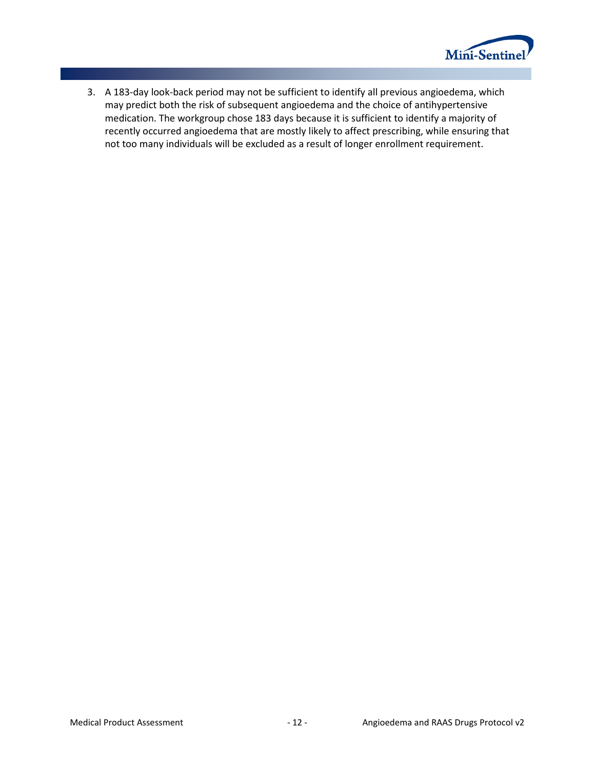3. A 183-day look-back period may not be sufficient to identify all previous angioedema, which may predict both the risk of subsequent angioedema and the choice of antihypertensive medication. The workgroup chose 183 days because it is sufficient to identify a majority of recently occurred angioedema that are mostly likely to affect prescribing, while ensuring that not too many individuals will be excluded as a result of longer enrollment requirement.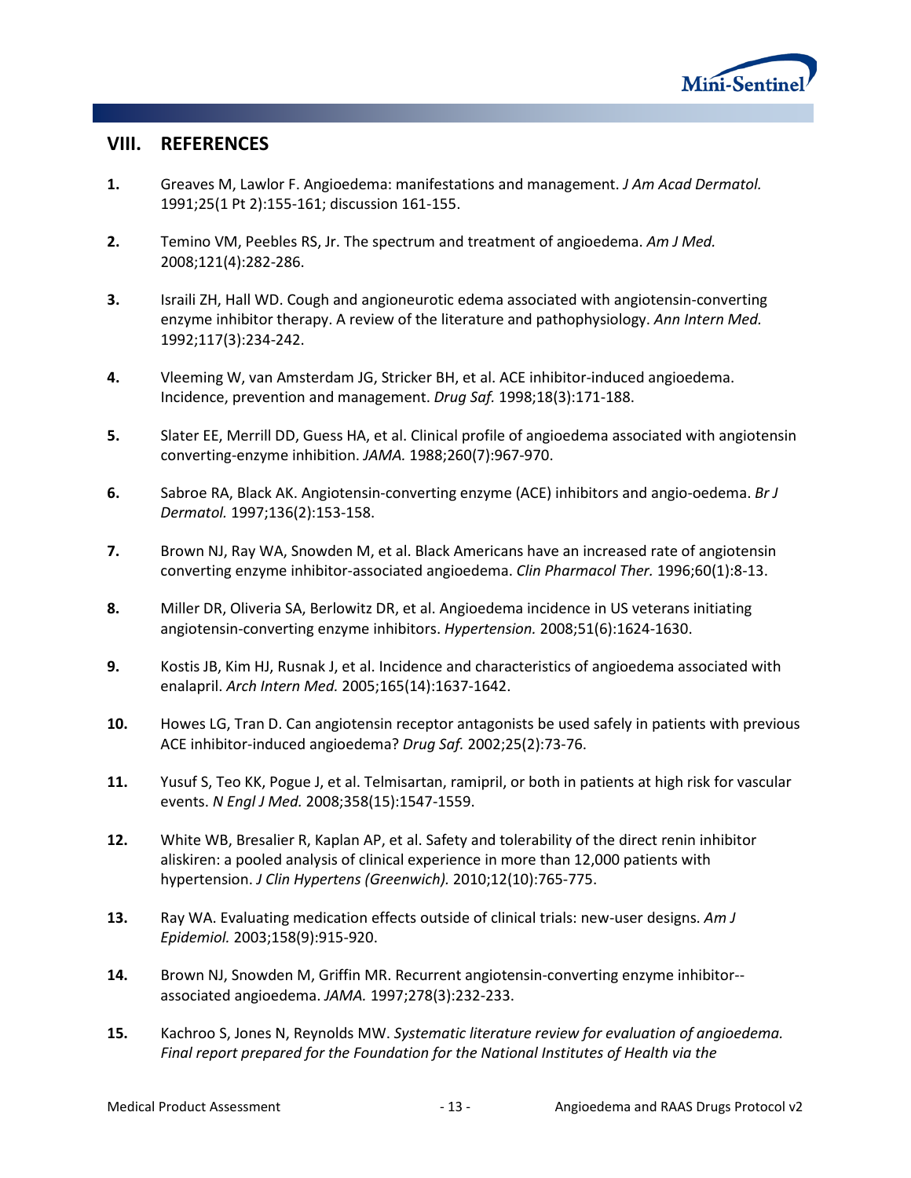## VIII. REFERENCES

1. Greaves M, Lawlor F. Angioedema: manifestations and management. *J Am Acad Dermatol.* 1991;25(1 Pt 2):155-161; discussion 161-155.

2. Temino VM, Peebles RS, Jr. The spectrum and treatment of angioedema. *Am J Med.* 2008;121(4):282-286.

3. Israili ZH, Hall WD. Cough and angioneurotic edema associated with angiotensin-converting enzyme inhibitor therapy. A review of the literature and pathophysiology. *Ann Intern Med.* 1992;117(3):234-242.

4. Vleeming W, van Amsterdam JG, Stricker BH, et al. ACE inhibitor-induced angioedema. Incidence, prevention and management. *Drug Saf.* 1998;18(3):171-188.

5. Slater EE, Merrill DD, Guess HA, et al. Clinical profile of angioedema associated with angiotensin converting-enzyme inhibition. *JAMA.* 1988;260(7):967-970.

6. Sabroe RA, Black AK. Angiotensin-converting enzyme (ACE) inhibitors and angio-oedema. *Br J Dermatol.* 1997;136(2):153-158.

7. Brown NJ, Ray WA, Snowden M, et al. Black Americans have an increased rate of angiotensin converting enzyme inhibitor-associated angioedema. *Clin Pharmacol Ther.* 1996;60(1):8-13.

8. Miller DR, Oliveria SA, Berlowitz DR, et al. Angioedema incidence in US veterans initiating angiotensin-converting enzyme inhibitors. *Hypertension.* 2008;51(6):1624-1630.

9. Kostis JB, Kim HJ, Rusnak J, et al. Incidence and characteristics of angioedema associated with enalapril. *Arch Intern Med.* 2005;165(14):1637-1642.

10. Howes LG, Tran D. Can angiotensin receptor antagonists be used safely in patients with previous ACE inhibitor-induced angioedema? *Drug Saf.* 2002;25(2):73-76.

11. Yusuf S, Teo KK, Pogue J, et al. Telmisartan, ramipril, or both in patients at high risk for vascular events. *N Engl J Med.* 2008;358(15):1547-1559.

12. White WB, Bresalier R, Kaplan AP, et al. Safety and tolerability of the direct renin inhibitor aliskiren: a pooled analysis of clinical experience in more than 12,000 patients with hypertension. *J Clin Hypertens (Greenwich).* 2010;12(10):765-775.

13. Ray WA. Evaluating medication effects outside of clinical trials: new-user designs. *Am J Epidemiol.* 2003;158(9):915-920.

14. Brown NJ, Snowden M, Griffin MR. Recurrent angiotensin-converting enzyme inhibitor--associated angioedema. *JAMA.* 1997;278(3):232-233.

15. Kachroo S, Jones N, Reynolds MW. *Systematic literature review for evaluation of angioedema. Final report prepared for the Foundation for the National Institutes of Health via the*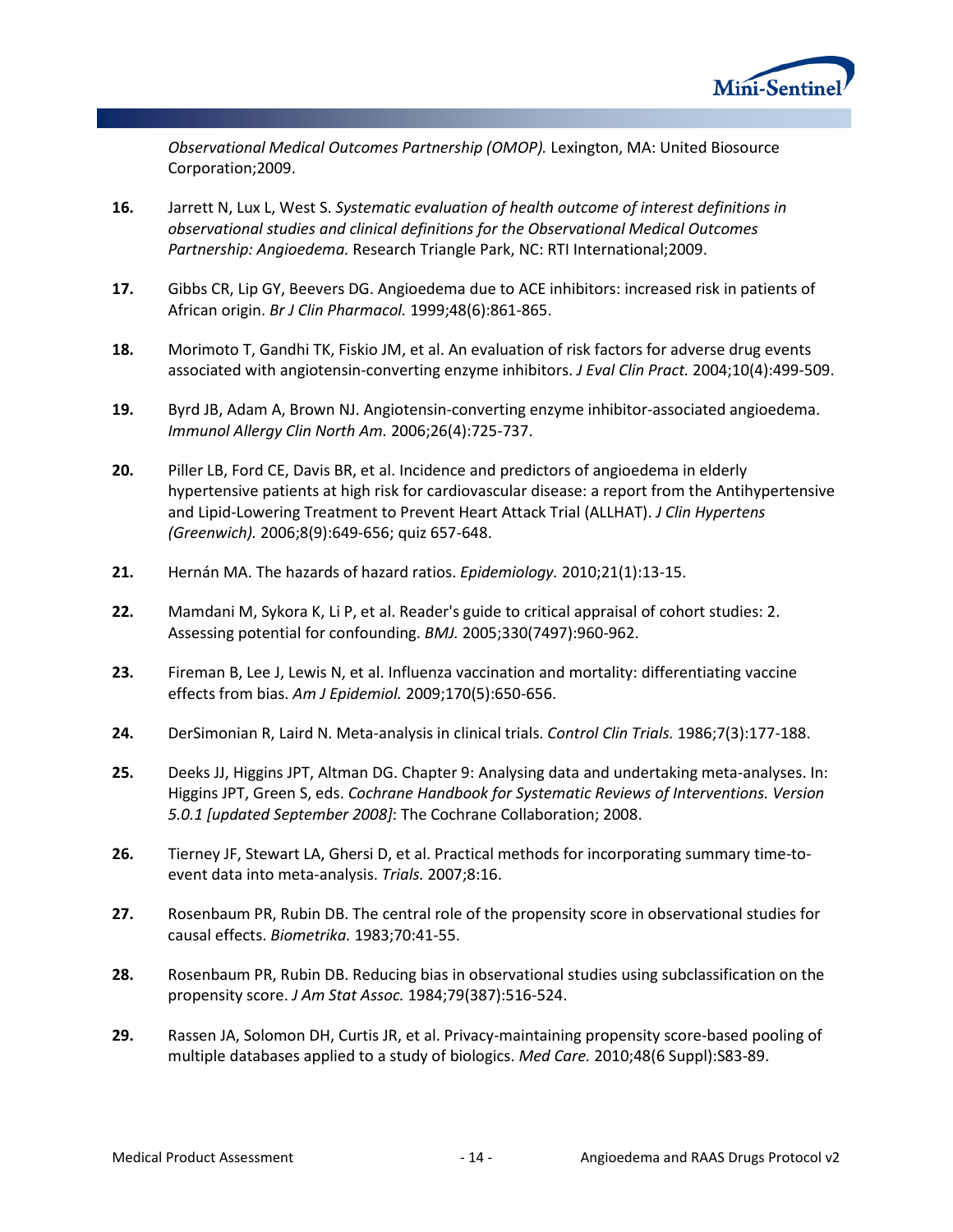*Observational Medical Outcomes Partnership (OMOP).* Lexington, MA: United Biosource Corporation;2009.

**16.** Jarrett N, Lux L, West S. *Systematic evaluation of health outcome of interest definitions in observational studies and clinical definitions for the Observational Medical Outcomes Partnership: Angioedema.* Research Triangle Park, NC: RTI International;2009.

**17.** Gibbs CR, Lip GY, Beevers DG. Angioedema due to ACE inhibitors: increased risk in patients of African origin. *Br J Clin Pharmacol.* 1999;48(6):861-865.

**18.** Morimoto T, Gandhi TK, Fiskio JM, et al. An evaluation of risk factors for adverse drug events associated with angiotensin-converting enzyme inhibitors. *J Eval Clin Pract.* 2004;10(4):499-509.

**19.** Byrd JB, Adam A, Brown NJ. Angiotensin-converting enzyme inhibitor-associated angioedema. *Immunol Allergy Clin North Am.* 2006;26(4):725-737.

**20.** Piller LB, Ford CE, Davis BR, et al. Incidence and predictors of angioedema in elderly hypertensive patients at high risk for cardiovascular disease: a report from the Antihypertensive and Lipid-Lowering Treatment to Prevent Heart Attack Trial (ALLHAT). *J Clin Hypertens (Greenwich).* 2006;8(9):649-656; quiz 657-648.

**21.** Hernán MA. The hazards of hazard ratios. *Epidemiology.* 2010;21(1):13-15.

**22.** Mamdani M, Sykora K, Li P, et al. Reader's guide to critical appraisal of cohort studies: 2. Assessing potential for confounding. *BMJ.* 2005;330(7497):960-962.

**23.** Fireman B, Lee J, Lewis N, et al. Influenza vaccination and mortality: differentiating vaccine effects from bias. *Am J Epidemiol.* 2009;170(5):650-656.

**24.** DerSimonian R, Laird N. Meta-analysis in clinical trials. *Control Clin Trials.* 1986;7(3):177-188.

**25.** Deeks JJ, Higgins JPT, Altman DG. Chapter 9: Analysing data and undertaking meta-analyses. In: Higgins JPT, Green S, eds. *Cochrane Handbook for Systematic Reviews of Interventions. Version 5.0.1 [updated September 2008]*: The Cochrane Collaboration; 2008.

**26.** Tierney JF, Stewart LA, Ghersi D, et al. Practical methods for incorporating summary time-to-event data into meta-analysis. *Trials.* 2007;8:16.

**27.** Rosenbaum PR, Rubin DB. The central role of the propensity score in observational studies for causal effects. *Biometrika.* 1983;70:41-55.

**28.** Rosenbaum PR, Rubin DB. Reducing bias in observational studies using subclassification on the propensity score. *J Am Stat Assoc.* 1984;79(387):516-524.

**29.** Rassen JA, Solomon DH, Curtis JR, et al. Privacy-maintaining propensity score-based pooling of multiple databases applied to a study of biologics. *Med Care.* 2010;48(6 Suppl):S83-89.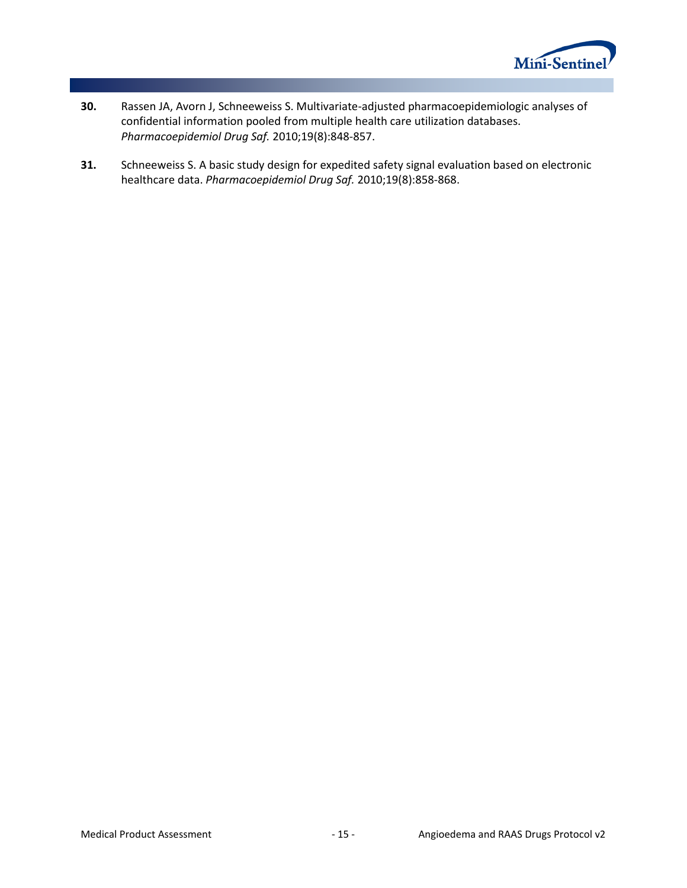**30.** Rassen JA, Avorn J, Schneeweiss S. Multivariate-adjusted pharmacoepidemiologic analyses of confidential information pooled from multiple health care utilization databases. *Pharmacoepidemiol Drug Saf.* 2010;19(8):848-857.

**31.** Schneeweiss S. A basic study design for expedited safety signal evaluation based on electronic healthcare data. *Pharmacoepidemiol Drug Saf.* 2010;19(8):858-868.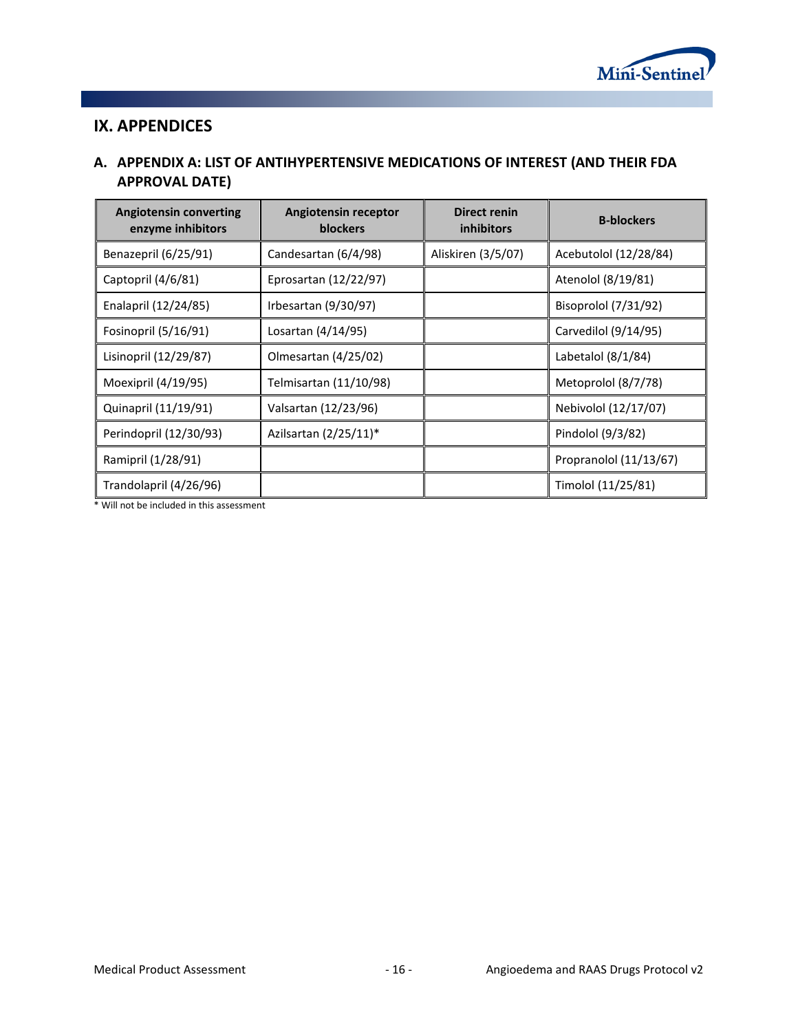# IX. APPENDICES

## A. APPENDIX A: LIST OF ANTIHYPERTENSIVE MEDICATIONS OF INTEREST (AND THEIR FDA APPROVAL DATE)

| Angiotensin converting enzyme inhibitors | Angiotensin receptor blockers | Direct renin inhibitors | B-blockers |
|---|---|---|---|
| Benazepril (6/25/91) | Candesartan (6/4/98) | Aliskiren (3/5/07) | Acebutolol (12/28/84) |
| Captopril (4/6/81) | Eprosartan (12/22/97) | | Atenolol (8/19/81) |
| Enalapril (12/24/85) | Irbesartan (9/30/97) | | Bisoprolol (7/31/92) |
| Fosinopril (5/16/91) | Losartan (4/14/95) | | Carvedilol (9/14/95) |
| Lisinopril (12/29/87) | Olmesartan (4/25/02) | | Labetalol (8/1/84) |
| Moexipril (4/19/95) | Telmisartan (11/10/98) | | Metoprolol (8/7/78) |
| Quinapril (11/19/91) | Valsartan (12/23/96) | | Nebivolol (12/17/07) |
| Perindopril (12/30/93) | Azilsartan (2/25/11)* | | Pindolol (9/3/82) |
| Ramipril (1/28/91) | | | Propranolol (11/13/67) |
| Trandolapril (4/26/96) | | | Timolol (11/25/81) |

* Will not be included in this assessment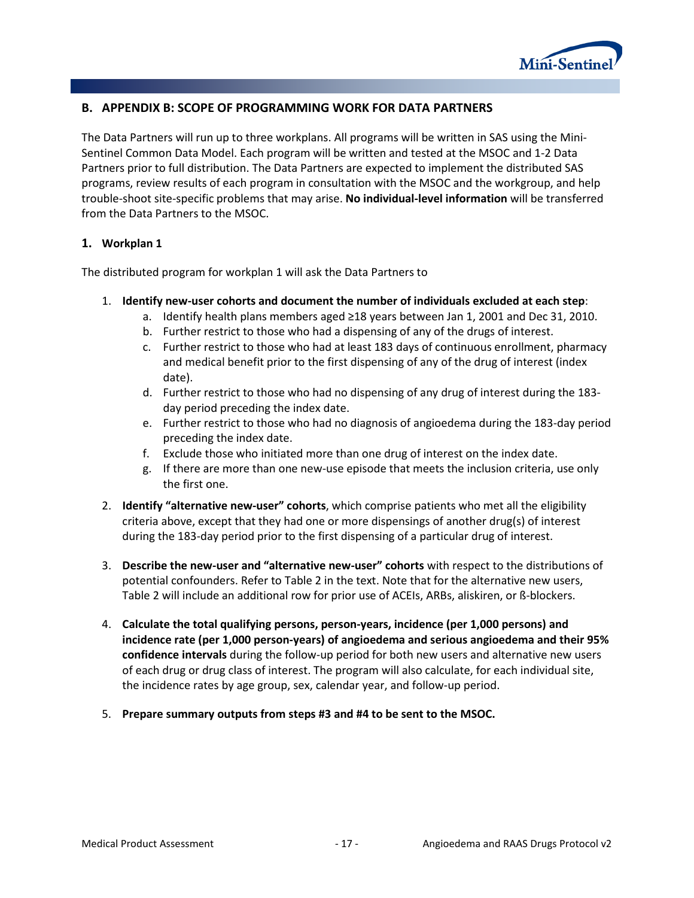## B. APPENDIX B: SCOPE OF PROGRAMMING WORK FOR DATA PARTNERS

The Data Partners will run up to three workplans. All programs will be written in SAS using the Mini-Sentinel Common Data Model. Each program will be written and tested at the MSOC and 1-2 Data Partners prior to full distribution. The Data Partners are expected to implement the distributed SAS programs, review results of each program in consultation with the MSOC and the workgroup, and help trouble-shoot site-specific problems that may arise. **No individual-level information** will be transferred from the Data Partners to the MSOC.

### 1. Workplan 1

The distributed program for workplan 1 will ask the Data Partners to

1. **Identify new-user cohorts and document the number of individuals excluded at each step**:
   a. Identify health plans members aged ≥18 years between Jan 1, 2001 and Dec 31, 2010.
   b. Further restrict to those who had a dispensing of any of the drugs of interest.
   c. Further restrict to those who had at least 183 days of continuous enrollment, pharmacy and medical benefit prior to the first dispensing of any of the drug of interest (index date).
   d. Further restrict to those who had no dispensing of any drug of interest during the 183-day period preceding the index date.
   e. Further restrict to those who had no diagnosis of angioedema during the 183-day period preceding the index date.
   f. Exclude those who initiated more than one drug of interest on the index date.
   g. If there are more than one new-use episode that meets the inclusion criteria, use only the first one.
2. **Identify "alternative new-user" cohorts**, which comprise patients who met all the eligibility criteria above, except that they had one or more dispensings of another drug(s) of interest during the 183-day period prior to the first dispensing of a particular drug of interest.
3. **Describe the new-user and "alternative new-user" cohorts** with respect to the distributions of potential confounders. Refer to Table 2 in the text. Note that for the alternative new users, Table 2 will include an additional row for prior use of ACEIs, ARBs, aliskiren, or ß-blockers.
4. **Calculate the total qualifying persons, person-years, incidence (per 1,000 persons) and incidence rate (per 1,000 person-years) of angioedema and serious angioedema and their 95% confidence intervals** during the follow-up period for both new users and alternative new users of each drug or drug class of interest. The program will also calculate, for each individual site, the incidence rates by age group, sex, calendar year, and follow-up period.
5. **Prepare summary outputs from steps #3 and #4 to be sent to the MSOC.**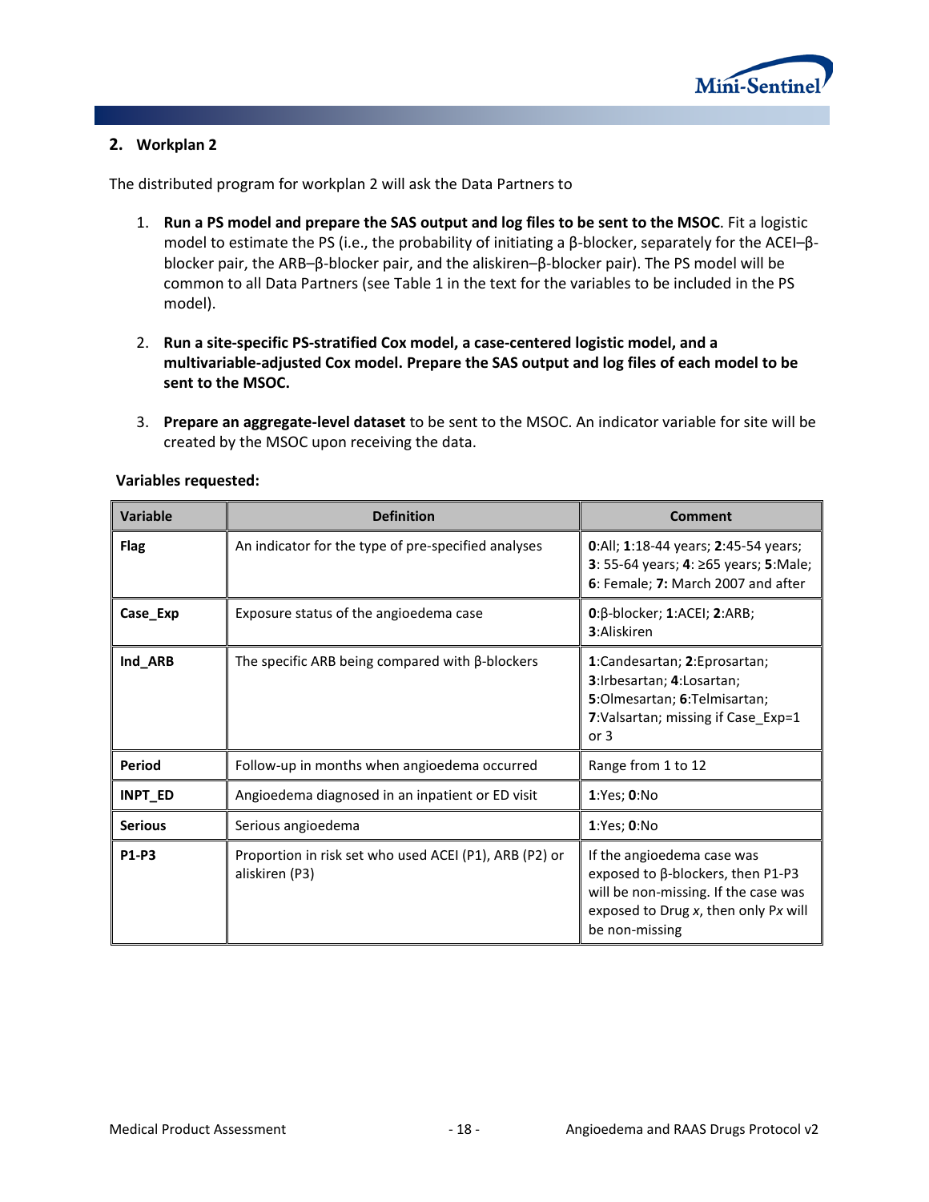## 2. Workplan 2

The distributed program for workplan 2 will ask the Data Partners to

1. **Run a PS model and prepare the SAS output and log files to be sent to the MSOC**. Fit a logistic model to estimate the PS (i.e., the probability of initiating a β-blocker, separately for the ACEI–β-blocker pair, the ARB–β-blocker pair, and the aliskiren–β-blocker pair). The PS model will be common to all Data Partners (see Table 1 in the text for the variables to be included in the PS model).

2. **Run a site-specific PS-stratified Cox model, a case-centered logistic model, and a multivariable-adjusted Cox model. Prepare the SAS output and log files of each model to be sent to the MSOC.**

3. **Prepare an aggregate-level dataset** to be sent to the MSOC. An indicator variable for site will be created by the MSOC upon receiving the data.

**Variables requested:**

| Variable | Definition | Comment |
|---|---|---|
| **Flag** | An indicator for the type of pre-specified analyses | **0**:All; **1**:18-44 years; **2**:45-54 years; **3**: 55-64 years; **4**: ≥65 years; **5**:Male; **6**: Female; **7:** March 2007 and after |
| **Case_Exp** | Exposure status of the angioedema case | **0**:β-blocker; **1**:ACEI; **2**:ARB; **3**:Aliskiren |
| **Ind_ARB** | The specific ARB being compared with β-blockers | **1**:Candesartan; **2**:Eprosartan; **3**:Irbesartan; **4**:Losartan; **5**:Olmesartan; **6**:Telmisartan; **7**:Valsartan; missing if Case_Exp=1 or 3 |
| **Period** | Follow-up in months when angioedema occurred | Range from 1 to 12 |
| **INPT_ED** | Angioedema diagnosed in an inpatient or ED visit | **1**:Yes; **0**:No |
| **Serious** | Serious angioedema | **1**:Yes; **0**:No |
| **P1-P3** | Proportion in risk set who used ACEI (P1), ARB (P2) or aliskiren (P3) | If the angioedema case was exposed to β-blockers, then P1-P3 will be non-missing. If the case was exposed to Drug *x*, then only P*x* will be non-missing |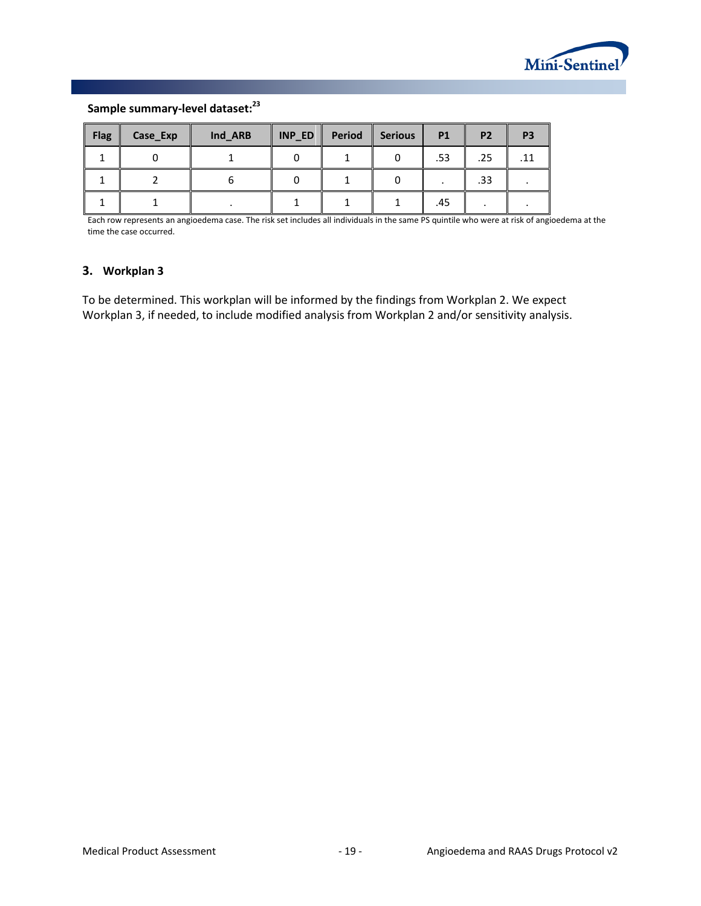**Sample summary-level dataset:**[23]

| Flag | Case_Exp | Ind_ARB | INP_ED | Period | Serious | P1 | P2 | P3 |
|---|---|---|---|---|---|---|---|---|
| 1 | 0 | 1 | 0 | 1 | 0 | .53 | .25 | .11 |
| 1 | 2 | 6 | 0 | 1 | 0 | . | .33 | . |
| 1 | 1 | . | 1 | 1 | 1 | .45 | . | . |

Each row represents an angioedema case. The risk set includes all individuals in the same PS quintile who were at risk of angioedema at the time the case occurred.

### 3. Workplan 3

To be determined. This workplan will be informed by the findings from Workplan 2. We expect Workplan 3, if needed, to include modified analysis from Workplan 2 and/or sensitivity analysis.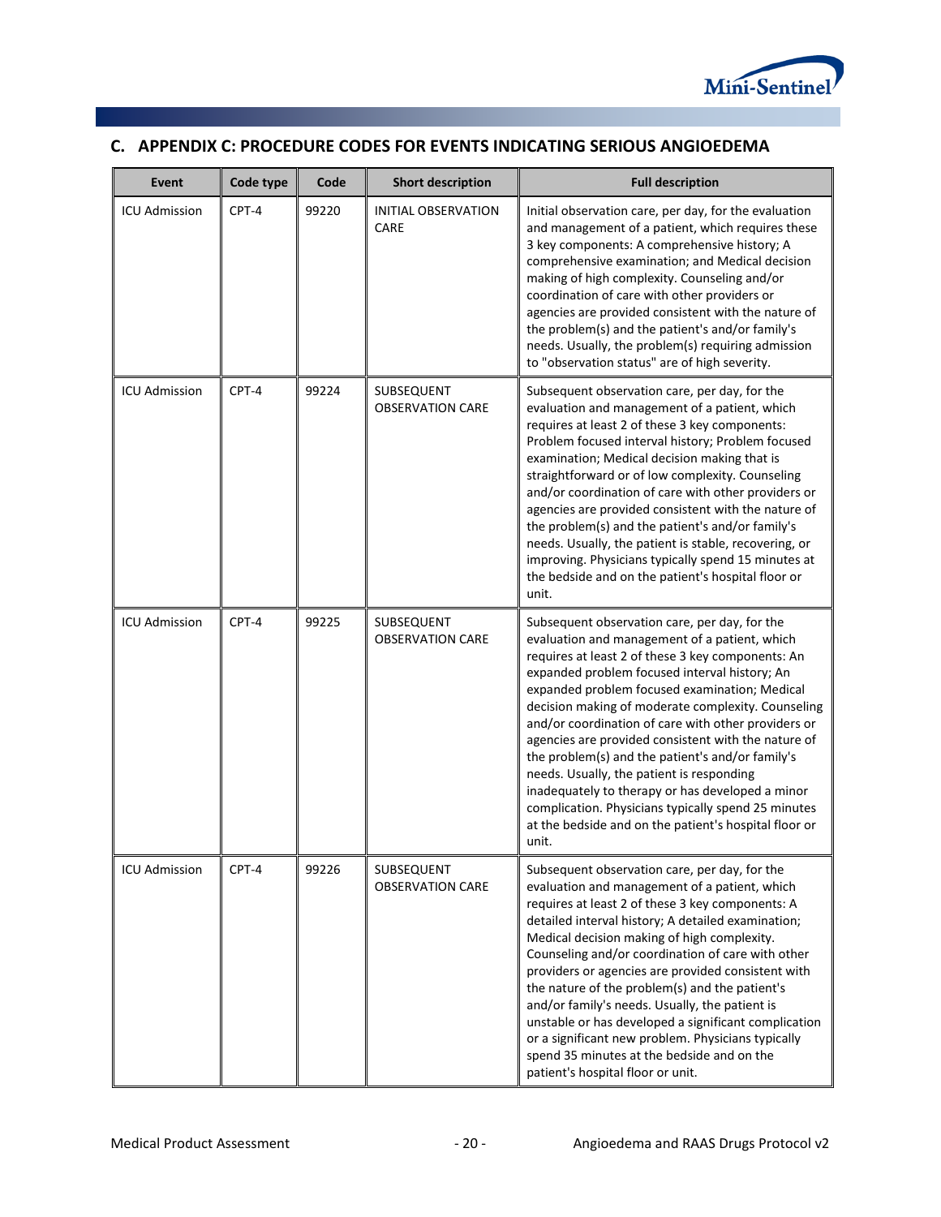## C. APPENDIX C: PROCEDURE CODES FOR EVENTS INDICATING SERIOUS ANGIOEDEMA

| Event | Code type | Code | Short description | Full description |
|---|---|---|---|---|
| ICU Admission | CPT-4 | 99220 | INITIAL OBSERVATION CARE | Initial observation care, per day, for the evaluation and management of a patient, which requires these 3 key components: A comprehensive history; A comprehensive examination; and Medical decision making of high complexity. Counseling and/or coordination of care with other providers or agencies are provided consistent with the nature of the problem(s) and the patient's and/or family's needs. Usually, the problem(s) requiring admission to "observation status" are of high severity. |
| ICU Admission | CPT-4 | 99224 | SUBSEQUENT OBSERVATION CARE | Subsequent observation care, per day, for the evaluation and management of a patient, which requires at least 2 of these 3 key components: Problem focused interval history; Problem focused examination; Medical decision making that is straightforward or of low complexity. Counseling and/or coordination of care with other providers or agencies are provided consistent with the nature of the problem(s) and the patient's and/or family's needs. Usually, the patient is stable, recovering, or improving. Physicians typically spend 15 minutes at the bedside and on the patient's hospital floor or unit. |
| ICU Admission | CPT-4 | 99225 | SUBSEQUENT OBSERVATION CARE | Subsequent observation care, per day, for the evaluation and management of a patient, which requires at least 2 of these 3 key components: An expanded problem focused interval history; An expanded problem focused examination; Medical decision making of moderate complexity. Counseling and/or coordination of care with other providers or agencies are provided consistent with the nature of the problem(s) and the patient's and/or family's needs. Usually, the patient is responding inadequately to therapy or has developed a minor complication. Physicians typically spend 25 minutes at the bedside and on the patient's hospital floor or unit. |
| ICU Admission | CPT-4 | 99226 | SUBSEQUENT OBSERVATION CARE | Subsequent observation care, per day, for the evaluation and management of a patient, which requires at least 2 of these 3 key components: A detailed interval history; A detailed examination; Medical decision making of high complexity. Counseling and/or coordination of care with other providers or agencies are provided consistent with the nature of the problem(s) and the patient's and/or family's needs. Usually, the patient is unstable or has developed a significant complication or a significant new problem. Physicians typically spend 35 minutes at the bedside and on the patient's hospital floor or unit. |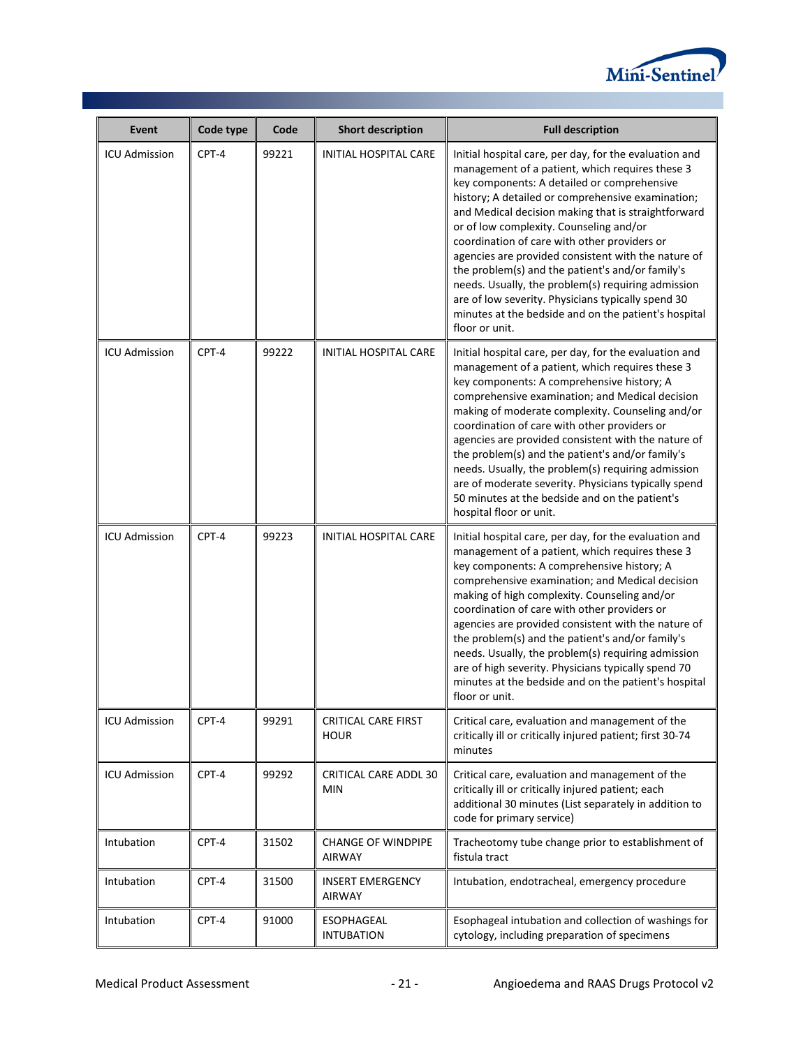| Event | Code type | Code | Short description | Full description |
|---|---|---|---|---|
| ICU Admission | CPT-4 | 99221 | INITIAL HOSPITAL CARE | Initial hospital care, per day, for the evaluation and management of a patient, which requires these 3 key components: A detailed or comprehensive history; A detailed or comprehensive examination; and Medical decision making that is straightforward or of low complexity. Counseling and/or coordination of care with other providers or agencies are provided consistent with the nature of the problem(s) and the patient's and/or family's needs. Usually, the problem(s) requiring admission are of low severity. Physicians typically spend 30 minutes at the bedside and on the patient's hospital floor or unit. |
| ICU Admission | CPT-4 | 99222 | INITIAL HOSPITAL CARE | Initial hospital care, per day, for the evaluation and management of a patient, which requires these 3 key components: A comprehensive history; A comprehensive examination; and Medical decision making of moderate complexity. Counseling and/or coordination of care with other providers or agencies are provided consistent with the nature of the problem(s) and the patient's and/or family's needs. Usually, the problem(s) requiring admission are of moderate severity. Physicians typically spend 50 minutes at the bedside and on the patient's hospital floor or unit. |
| ICU Admission | CPT-4 | 99223 | INITIAL HOSPITAL CARE | Initial hospital care, per day, for the evaluation and management of a patient, which requires these 3 key components: A comprehensive history; A comprehensive examination; and Medical decision making of high complexity. Counseling and/or coordination of care with other providers or agencies are provided consistent with the nature of the problem(s) and the patient's and/or family's needs. Usually, the problem(s) requiring admission are of high severity. Physicians typically spend 70 minutes at the bedside and on the patient's hospital floor or unit. |
| ICU Admission | CPT-4 | 99291 | CRITICAL CARE FIRST HOUR | Critical care, evaluation and management of the critically ill or critically injured patient; first 30-74 minutes |
| ICU Admission | CPT-4 | 99292 | CRITICAL CARE ADDL 30 MIN | Critical care, evaluation and management of the critically ill or critically injured patient; each additional 30 minutes (List separately in addition to code for primary service) |
| Intubation | CPT-4 | 31502 | CHANGE OF WINDPIPE AIRWAY | Tracheotomy tube change prior to establishment of fistula tract |
| Intubation | CPT-4 | 31500 | INSERT EMERGENCY AIRWAY | Intubation, endotracheal, emergency procedure |
| Intubation | CPT-4 | 91000 | ESOPHAGEAL INTUBATION | Esophageal intubation and collection of washings for cytology, including preparation of specimens |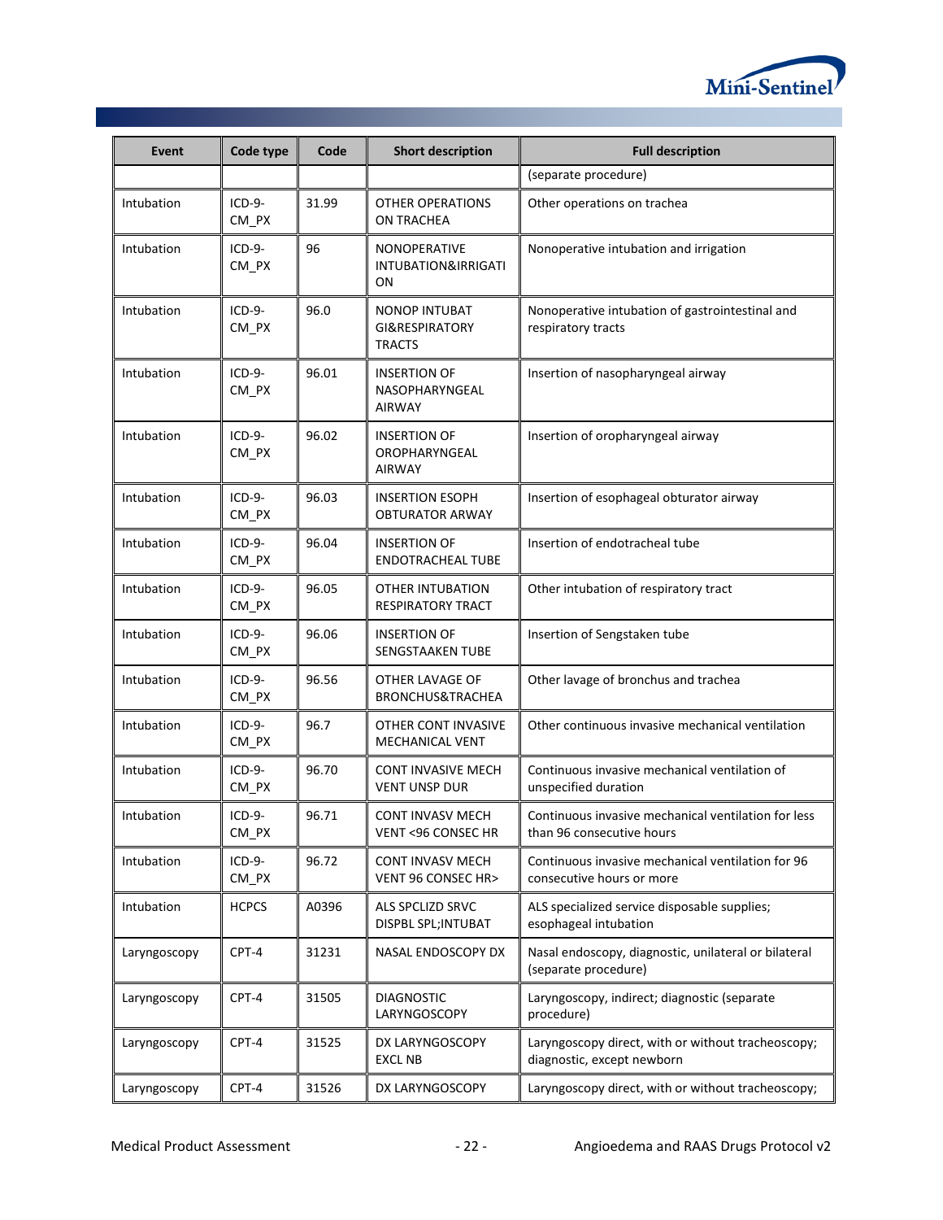| Event | Code type | Code | Short description | Full description |
|---|---|---|---|---|
| | | | | (separate procedure) |
| Intubation | ICD-9-CM_PX | 31.99 | OTHER OPERATIONS ON TRACHEA | Other operations on trachea |
| Intubation | ICD-9-CM_PX | 96 | NONOPERATIVE INTUBATION&IRRIGATION | Nonoperative intubation and irrigation |
| Intubation | ICD-9-CM_PX | 96.0 | NONOP INTUBAT GI&RESPIRATORY TRACTS | Nonoperative intubation of gastrointestinal and respiratory tracts |
| Intubation | ICD-9-CM_PX | 96.01 | INSERTION OF NASOPHARYNGEAL AIRWAY | Insertion of nasopharyngeal airway |
| Intubation | ICD-9-CM_PX | 96.02 | INSERTION OF OROPHARYNGEAL AIRWAY | Insertion of oropharyngeal airway |
| Intubation | ICD-9-CM_PX | 96.03 | INSERTION ESOPH OBTURATOR ARWAY | Insertion of esophageal obturator airway |
| Intubation | ICD-9-CM_PX | 96.04 | INSERTION OF ENDOTRACHEAL TUBE | Insertion of endotracheal tube |
| Intubation | ICD-9-CM_PX | 96.05 | OTHER INTUBATION RESPIRATORY TRACT | Other intubation of respiratory tract |
| Intubation | ICD-9-CM_PX | 96.06 | INSERTION OF SENGSTAAKEN TUBE | Insertion of Sengstaken tube |
| Intubation | ICD-9-CM_PX | 96.56 | OTHER LAVAGE OF BRONCHUS&TRACHEA | Other lavage of bronchus and trachea |
| Intubation | ICD-9-CM_PX | 96.7 | OTHER CONT INVASIVE MECHANICAL VENT | Other continuous invasive mechanical ventilation |
| Intubation | ICD-9-CM_PX | 96.70 | CONT INVASIVE MECH VENT UNSP DUR | Continuous invasive mechanical ventilation of unspecified duration |
| Intubation | ICD-9-CM_PX | 96.71 | CONT INVASV MECH VENT <96 CONSEC HR | Continuous invasive mechanical ventilation for less than 96 consecutive hours |
| Intubation | ICD-9-CM_PX | 96.72 | CONT INVASV MECH VENT 96 CONSEC HR> | Continuous invasive mechanical ventilation for 96 consecutive hours or more |
| Intubation | HCPCS | A0396 | ALS SPCLIZD SRVC DISPBL SPL;INTUBAT | ALS specialized service disposable supplies; esophageal intubation |
| Laryngoscopy | CPT-4 | 31231 | NASAL ENDOSCOPY DX | Nasal endoscopy, diagnostic, unilateral or bilateral (separate procedure) |
| Laryngoscopy | CPT-4 | 31505 | DIAGNOSTIC LARYNGOSCOPY | Laryngoscopy, indirect; diagnostic (separate procedure) |
| Laryngoscopy | CPT-4 | 31525 | DX LARYNGOSCOPY EXCL NB | Laryngoscopy direct, with or without tracheoscopy; diagnostic, except newborn |
| Laryngoscopy | CPT-4 | 31526 | DX LARYNGOSCOPY | Laryngoscopy direct, with or without tracheoscopy; |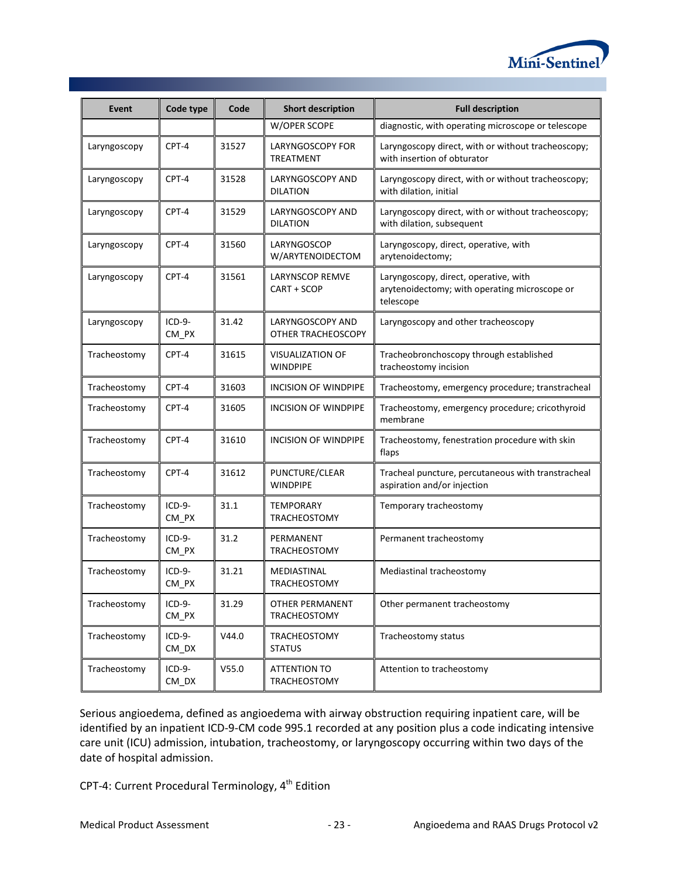| Event | Code type | Code | Short description | Full description |
|---|---|---|---|---|
| | | | W/OPER SCOPE | diagnostic, with operating microscope or telescope |
| Laryngoscopy | CPT-4 | 31527 | LARYNGOSCOPY FOR TREATMENT | Laryngoscopy direct, with or without tracheoscopy; with insertion of obturator |
| Laryngoscopy | CPT-4 | 31528 | LARYNGOSCOPY AND DILATION | Laryngoscopy direct, with or without tracheoscopy; with dilation, initial |
| Laryngoscopy | CPT-4 | 31529 | LARYNGOSCOPY AND DILATION | Laryngoscopy direct, with or without tracheoscopy; with dilation, subsequent |
| Laryngoscopy | CPT-4 | 31560 | LARYNGOSCOP W/ARYTENOIDECTOM | Laryngoscopy, direct, operative, with arytenoidectomy; |
| Laryngoscopy | CPT-4 | 31561 | LARYNSCOP REMVE CART + SCOP | Laryngoscopy, direct, operative, with arytenoidectomy; with operating microscope or telescope |
| Laryngoscopy | ICD-9-CM_PX | 31.42 | LARYNGOSCOPY AND OTHER TRACHEOSCOPY | Laryngoscopy and other tracheoscopy |
| Tracheostomy | CPT-4 | 31615 | VISUALIZATION OF WINDPIPE | Tracheobronchoscopy through established tracheostomy incision |
| Tracheostomy | CPT-4 | 31603 | INCISION OF WINDPIPE | Tracheostomy, emergency procedure; transtracheal |
| Tracheostomy | CPT-4 | 31605 | INCISION OF WINDPIPE | Tracheostomy, emergency procedure; cricothyroid membrane |
| Tracheostomy | CPT-4 | 31610 | INCISION OF WINDPIPE | Tracheostomy, fenestration procedure with skin flaps |
| Tracheostomy | CPT-4 | 31612 | PUNCTURE/CLEAR WINDPIPE | Tracheal puncture, percutaneous with transtracheal aspiration and/or injection |
| Tracheostomy | ICD-9-CM_PX | 31.1 | TEMPORARY TRACHEOSTOMY | Temporary tracheostomy |
| Tracheostomy | ICD-9-CM_PX | 31.2 | PERMANENT TRACHEOSTOMY | Permanent tracheostomy |
| Tracheostomy | ICD-9-CM_PX | 31.21 | MEDIASTINAL TRACHEOSTOMY | Mediastinal tracheostomy |
| Tracheostomy | ICD-9-CM_PX | 31.29 | OTHER PERMANENT TRACHEOSTOMY | Other permanent tracheostomy |
| Tracheostomy | ICD-9-CM_DX | V44.0 | TRACHEOSTOMY STATUS | Tracheostomy status |
| Tracheostomy | ICD-9-CM_DX | V55.0 | ATTENTION TO TRACHEOSTOMY | Attention to tracheostomy |

Serious angioedema, defined as angioedema with airway obstruction requiring inpatient care, will be identified by an inpatient ICD-9-CM code 995.1 recorded at any position plus a code indicating intensive care unit (ICU) admission, intubation, tracheostomy, or laryngoscopy occurring within two days of the date of hospital admission.

CPT-4: Current Procedural Terminology, 4th Edition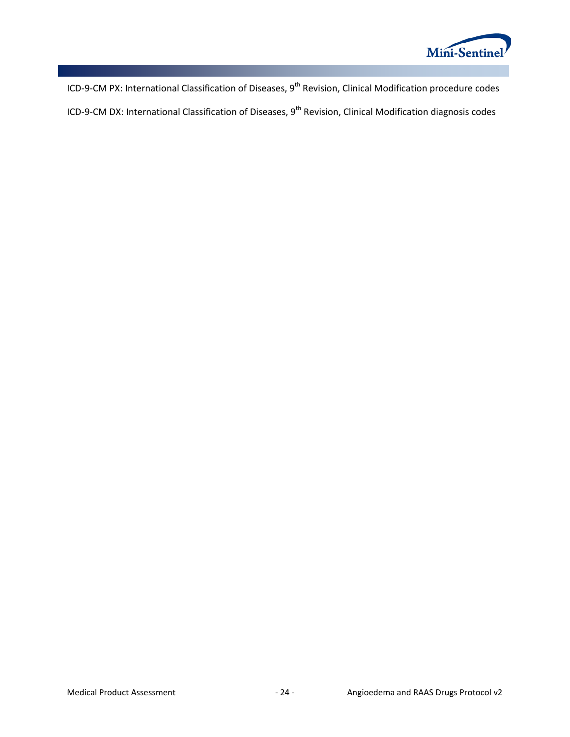ICD-9-CM PX: International Classification of Diseases, 9th Revision, Clinical Modification procedure codes

ICD-9-CM DX: International Classification of Diseases, 9th Revision, Clinical Modification diagnosis codes